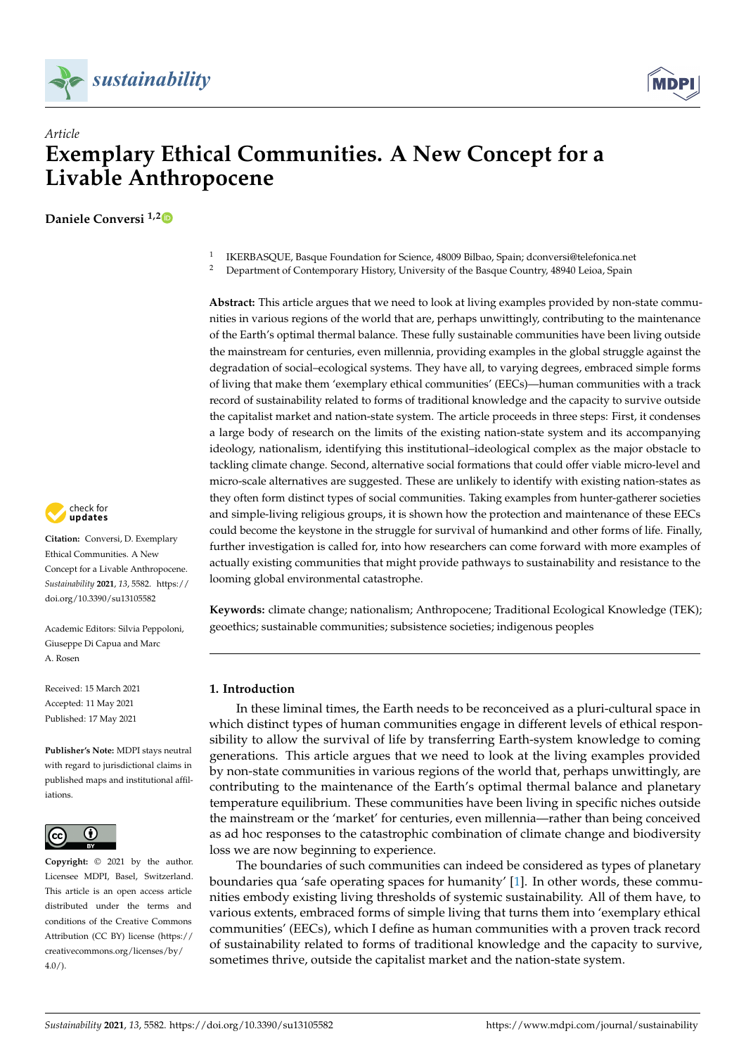*Article*

# Exemplary Ethical Communities. A New Concept for a Livable Anthropocene

**Daniele Conversi [1,2]**

[1] IKERBASQUE, Basque Foundation for Science, 48009 Bilbao, Spain; dconversi@telefonica.net
[2] Department of Contemporary History, University of the Basque Country, 48940 Leioa, Spain

**Abstract:** This article argues that we need to look at living examples provided by non-state communities in various regions of the world that are, perhaps unwittingly, contributing to the maintenance of the Earth's optimal thermal balance. These fully sustainable communities have been living outside the mainstream for centuries, even millennia, providing examples in the global struggle against the degradation of social–ecological systems. They have all, to varying degrees, embraced simple forms of living that make them 'exemplary ethical communities' (EECs)—human communities with a track record of sustainability related to forms of traditional knowledge and the capacity to survive outside the capitalist market and nation-state system. The article proceeds in three steps: First, it condenses a large body of research on the limits of the existing nation-state system and its accompanying ideology, nationalism, identifying this institutional–ideological complex as the major obstacle to tackling climate change. Second, alternative social formations that could offer viable micro-level and micro-scale alternatives are suggested. These are unlikely to identify with existing nation-states as they often form distinct types of social communities. Taking examples from hunter-gatherer societies and simple-living religious groups, it is shown how the protection and maintenance of these EECs could become the keystone in the struggle for survival of humankind and other forms of life. Finally, further investigation is called for, into how researchers can come forward with more examples of actually existing communities that might provide pathways to sustainability and resistance to the looming global environmental catastrophe.

**Keywords:** climate change; nationalism; Anthropocene; Traditional Ecological Knowledge (TEK); geoethics; sustainable communities; subsistence societies; indigenous peoples

**Citation:** Conversi, D. Exemplary Ethical Communities. A New Concept for a Livable Anthropocene. *Sustainability* **2021**, *13*, 5582. https://doi.org/10.3390/su13105582

Academic Editors: Silvia Peppoloni, Giuseppe Di Capua and Marc A. Rosen

Received: 15 March 2021
Accepted: 11 May 2021
Published: 17 May 2021

**Publisher's Note:** MDPI stays neutral with regard to jurisdictional claims in published maps and institutional affiliations.

**Copyright:** © 2021 by the author. Licensee MDPI, Basel, Switzerland. This article is an open access article distributed under the terms and conditions of the Creative Commons Attribution (CC BY) license (https://creativecommons.org/licenses/by/4.0/).

## 1. Introduction

In these liminal times, the Earth needs to be reconceived as a pluri-cultural space in which distinct types of human communities engage in different levels of ethical responsibility to allow the survival of life by transferring Earth-system knowledge to coming generations. This article argues that we need to look at the living examples provided by non-state communities in various regions of the world that, perhaps unwittingly, are contributing to the maintenance of the Earth's optimal thermal balance and planetary temperature equilibrium. These communities have been living in specific niches outside the mainstream or the 'market' for centuries, even millennia—rather than being conceived as ad hoc responses to the catastrophic combination of climate change and biodiversity loss we are now beginning to experience.

The boundaries of such communities can indeed be considered as types of planetary boundaries qua 'safe operating spaces for humanity' [1]. In other words, these communities embody existing living thresholds of systemic sustainability. All of them have, to various extents, embraced forms of simple living that turns them into 'exemplary ethical communities' (EECs), which I define as human communities with a proven track record of sustainability related to forms of traditional knowledge and the capacity to survive, sometimes thrive, outside the capitalist market and the nation-state system.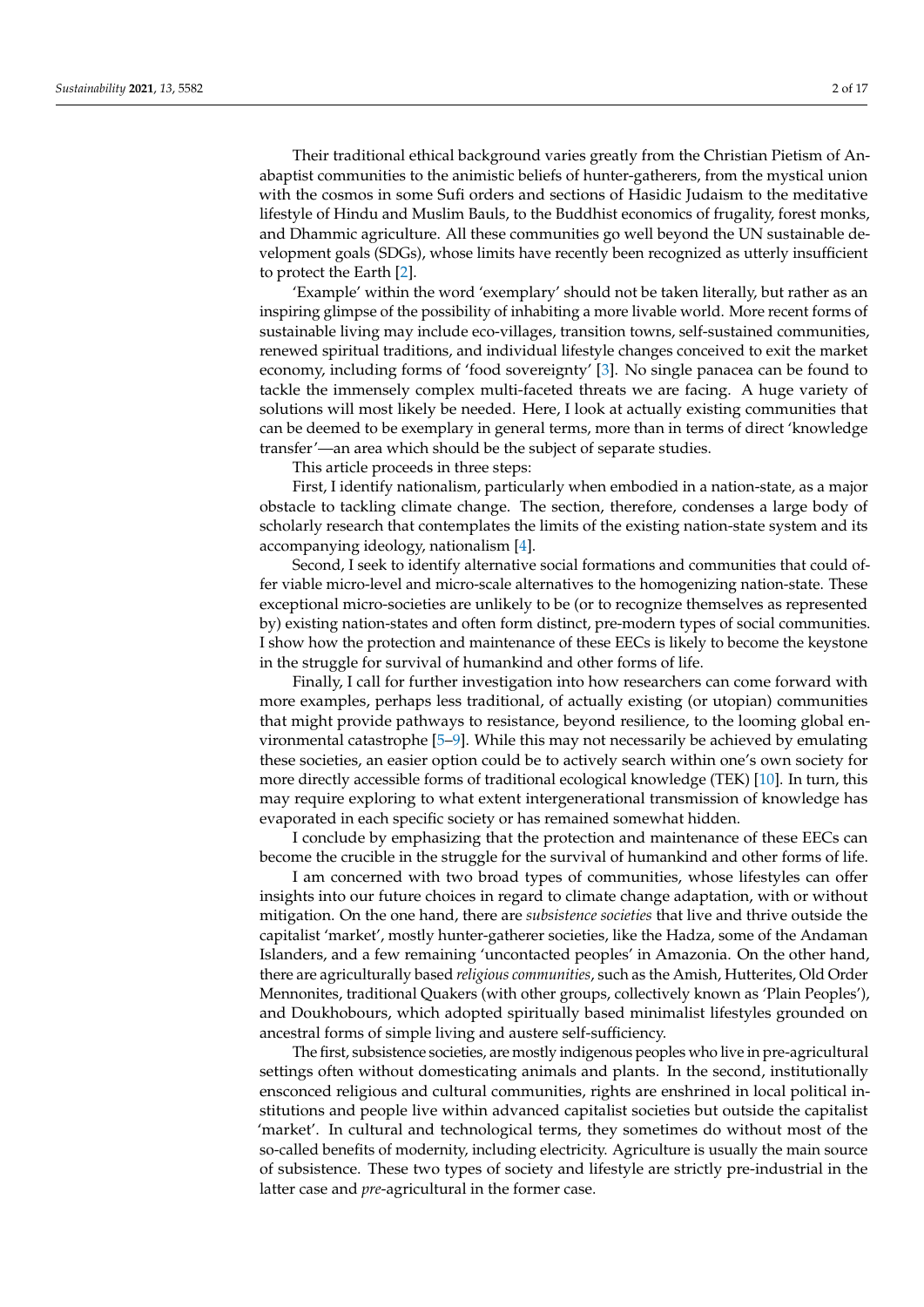Their traditional ethical background varies greatly from the Christian Pietism of Anabaptist communities to the animistic beliefs of hunter-gatherers, from the mystical union with the cosmos in some Sufi orders and sections of Hasidic Judaism to the meditative lifestyle of Hindu and Muslim Bauls, to the Buddhist economics of frugality, forest monks, and Dhammic agriculture. All these communities go well beyond the UN sustainable development goals (SDGs), whose limits have recently been recognized as utterly insufficient to protect the Earth [2].

'Example' within the word 'exemplary' should not be taken literally, but rather as an inspiring glimpse of the possibility of inhabiting a more livable world. More recent forms of sustainable living may include eco-villages, transition towns, self-sustained communities, renewed spiritual traditions, and individual lifestyle changes conceived to exit the market economy, including forms of 'food sovereignty' [3]. No single panacea can be found to tackle the immensely complex multi-faceted threats we are facing. A huge variety of solutions will most likely be needed. Here, I look at actually existing communities that can be deemed to be exemplary in general terms, more than in terms of direct 'knowledge transfer'—an area which should be the subject of separate studies.

This article proceeds in three steps:

First, I identify nationalism, particularly when embodied in a nation-state, as a major obstacle to tackling climate change. The section, therefore, condenses a large body of scholarly research that contemplates the limits of the existing nation-state system and its accompanying ideology, nationalism [4].

Second, I seek to identify alternative social formations and communities that could offer viable micro-level and micro-scale alternatives to the homogenizing nation-state. These exceptional micro-societies are unlikely to be (or to recognize themselves as represented by) existing nation-states and often form distinct, pre-modern types of social communities. I show how the protection and maintenance of these EECs is likely to become the keystone in the struggle for survival of humankind and other forms of life.

Finally, I call for further investigation into how researchers can come forward with more examples, perhaps less traditional, of actually existing (or utopian) communities that might provide pathways to resistance, beyond resilience, to the looming global environmental catastrophe [5–9]. While this may not necessarily be achieved by emulating these societies, an easier option could be to actively search within one's own society for more directly accessible forms of traditional ecological knowledge (TEK) [10]. In turn, this may require exploring to what extent intergenerational transmission of knowledge has evaporated in each specific society or has remained somewhat hidden.

I conclude by emphasizing that the protection and maintenance of these EECs can become the crucible in the struggle for the survival of humankind and other forms of life.

I am concerned with two broad types of communities, whose lifestyles can offer insights into our future choices in regard to climate change adaptation, with or without mitigation. On the one hand, there are *subsistence societies* that live and thrive outside the capitalist 'market', mostly hunter-gatherer societies, like the Hadza, some of the Andaman Islanders, and a few remaining 'uncontacted peoples' in Amazonia. On the other hand, there are agriculturally based *religious communities*, such as the Amish, Hutterites, Old Order Mennonites, traditional Quakers (with other groups, collectively known as 'Plain Peoples'), and Doukhobours, which adopted spiritually based minimalist lifestyles grounded on ancestral forms of simple living and austere self-sufficiency.

The first, subsistence societies, are mostly indigenous peoples who live in pre-agricultural settings often without domesticating animals and plants. In the second, institutionally ensconced religious and cultural communities, rights are enshrined in local political institutions and people live within advanced capitalist societies but outside the capitalist 'market'. In cultural and technological terms, they sometimes do without most of the so-called benefits of modernity, including electricity. Agriculture is usually the main source of subsistence. These two types of society and lifestyle are strictly pre-industrial in the latter case and *pre*-agricultural in the former case.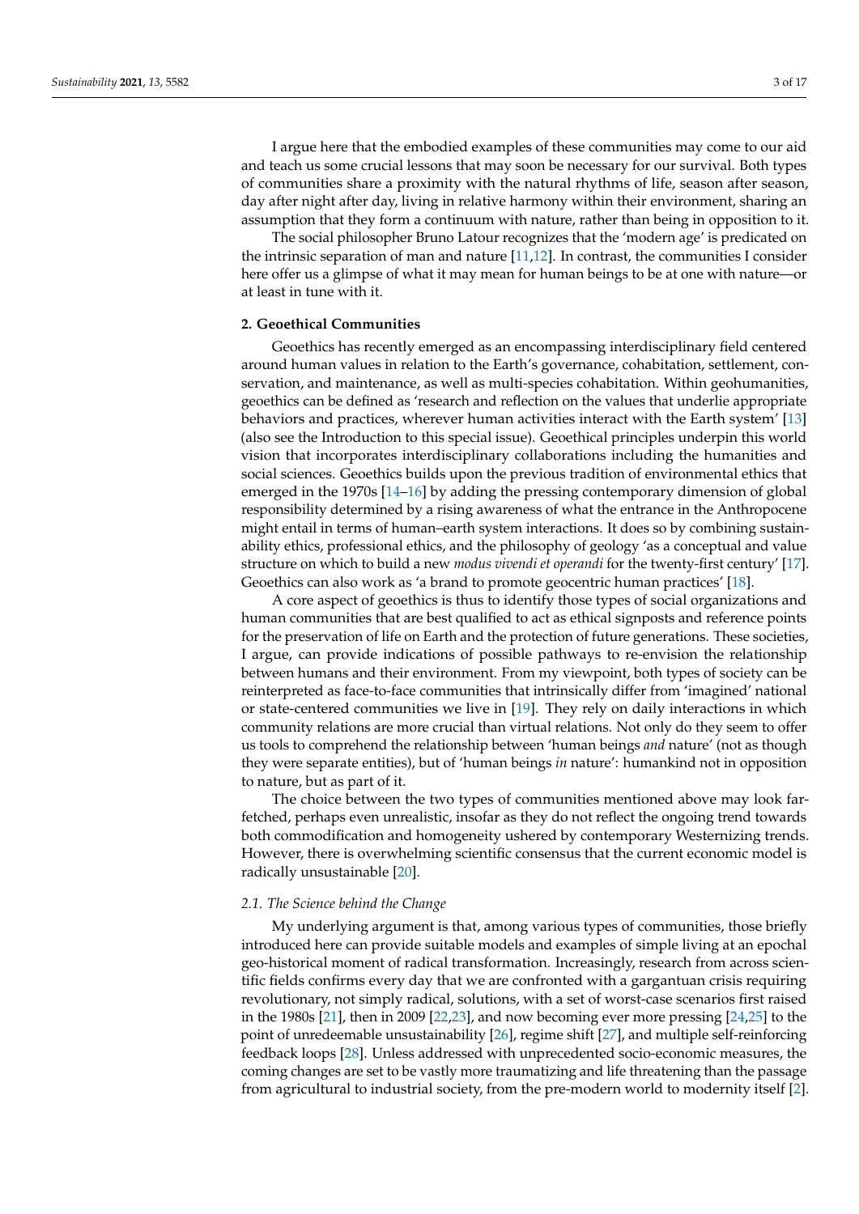I argue here that the embodied examples of these communities may come to our aid and teach us some crucial lessons that may soon be necessary for our survival. Both types of communities share a proximity with the natural rhythms of life, season after season, day after night after day, living in relative harmony within their environment, sharing an assumption that they form a continuum with nature, rather than being in opposition to it.

The social philosopher Bruno Latour recognizes that the 'modern age' is predicated on the intrinsic separation of man and nature [11,12]. In contrast, the communities I consider here offer us a glimpse of what it may mean for human beings to be at one with nature—or at least in tune with it.

## 2. Geoethical Communities

Geoethics has recently emerged as an encompassing interdisciplinary field centered around human values in relation to the Earth's governance, cohabitation, settlement, conservation, and maintenance, as well as multi-species cohabitation. Within geohumanities, geoethics can be defined as 'research and reflection on the values that underlie appropriate behaviors and practices, wherever human activities interact with the Earth system' [13] (also see the Introduction to this special issue). Geoethical principles underpin this world vision that incorporates interdisciplinary collaborations including the humanities and social sciences. Geoethics builds upon the previous tradition of environmental ethics that emerged in the 1970s [14–16] by adding the pressing contemporary dimension of global responsibility determined by a rising awareness of what the entrance in the Anthropocene might entail in terms of human–earth system interactions. It does so by combining sustainability ethics, professional ethics, and the philosophy of geology 'as a conceptual and value structure on which to build a new *modus vivendi et operandi* for the twenty-first century' [17]. Geoethics can also work as 'a brand to promote geocentric human practices' [18].

A core aspect of geoethics is thus to identify those types of social organizations and human communities that are best qualified to act as ethical signposts and reference points for the preservation of life on Earth and the protection of future generations. These societies, I argue, can provide indications of possible pathways to re-envision the relationship between humans and their environment. From my viewpoint, both types of society can be reinterpreted as face-to-face communities that intrinsically differ from 'imagined' national or state-centered communities we live in [19]. They rely on daily interactions in which community relations are more crucial than virtual relations. Not only do they seem to offer us tools to comprehend the relationship between 'human beings *and* nature' (not as though they were separate entities), but of 'human beings *in* nature': humankind not in opposition to nature, but as part of it.

The choice between the two types of communities mentioned above may look far-fetched, perhaps even unrealistic, insofar as they do not reflect the ongoing trend towards both commodification and homogeneity ushered by contemporary Westernizing trends. However, there is overwhelming scientific consensus that the current economic model is radically unsustainable [20].

### 2.1. The Science behind the Change

My underlying argument is that, among various types of communities, those briefly introduced here can provide suitable models and examples of simple living at an epochal geo-historical moment of radical transformation. Increasingly, research from across scientific fields confirms every day that we are confronted with a gargantuan crisis requiring revolutionary, not simply radical, solutions, with a set of worst-case scenarios first raised in the 1980s [21], then in 2009 [22,23], and now becoming ever more pressing [24,25] to the point of unredeemable unsustainability [26], regime shift [27], and multiple self-reinforcing feedback loops [28]. Unless addressed with unprecedented socio-economic measures, the coming changes are set to be vastly more traumatizing and life threatening than the passage from agricultural to industrial society, from the pre-modern world to modernity itself [2].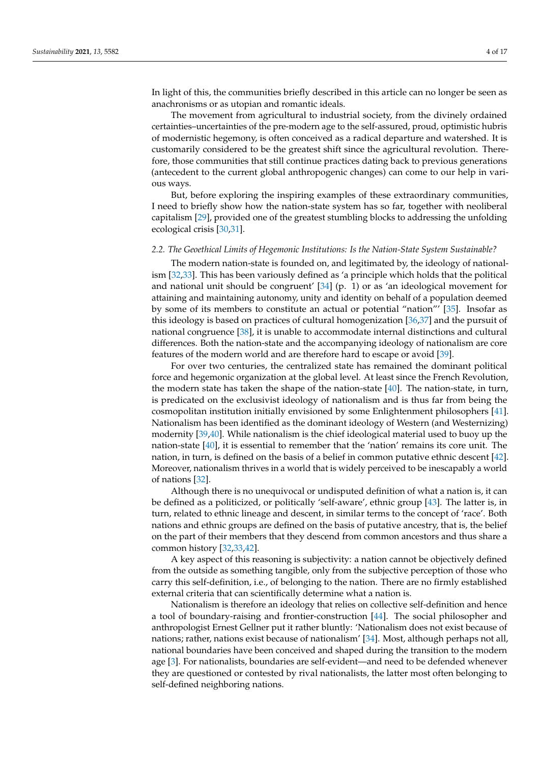In light of this, the communities briefly described in this article can no longer be seen as anachronisms or as utopian and romantic ideals.

The movement from agricultural to industrial society, from the divinely ordained certainties–uncertainties of the pre-modern age to the self-assured, proud, optimistic hubris of modernistic hegemony, is often conceived as a radical departure and watershed. It is customarily considered to be the greatest shift since the agricultural revolution. Therefore, those communities that still continue practices dating back to previous generations (antecedent to the current global anthropogenic changes) can come to our help in various ways.

But, before exploring the inspiring examples of these extraordinary communities, I need to briefly show how the nation-state system has so far, together with neoliberal capitalism [29], provided one of the greatest stumbling blocks to addressing the unfolding ecological crisis [30,31].

### 2.2. The Geoethical Limits of Hegemonic Institutions: Is the Nation-State System Sustainable?

The modern nation-state is founded on, and legitimated by, the ideology of nationalism [32,33]. This has been variously defined as 'a principle which holds that the political and national unit should be congruent' [34] (p. 1) or as 'an ideological movement for attaining and maintaining autonomy, unity and identity on behalf of a population deemed by some of its members to constitute an actual or potential "nation"' [35]. Insofar as this ideology is based on practices of cultural homogenization [36,37] and the pursuit of national congruence [38], it is unable to accommodate internal distinctions and cultural differences. Both the nation-state and the accompanying ideology of nationalism are core features of the modern world and are therefore hard to escape or avoid [39].

For over two centuries, the centralized state has remained the dominant political force and hegemonic organization at the global level. At least since the French Revolution, the modern state has taken the shape of the nation-state [40]. The nation-state, in turn, is predicated on the exclusivist ideology of nationalism and is thus far from being the cosmopolitan institution initially envisioned by some Enlightenment philosophers [41]. Nationalism has been identified as the dominant ideology of Western (and Westernizing) modernity [39,40]. While nationalism is the chief ideological material used to buoy up the nation-state [40], it is essential to remember that the 'nation' remains its core unit. The nation, in turn, is defined on the basis of a belief in common putative ethnic descent [42]. Moreover, nationalism thrives in a world that is widely perceived to be inescapably a world of nations [32].

Although there is no unequivocal or undisputed definition of what a nation is, it can be defined as a politicized, or politically 'self-aware', ethnic group [43]. The latter is, in turn, related to ethnic lineage and descent, in similar terms to the concept of 'race'. Both nations and ethnic groups are defined on the basis of putative ancestry, that is, the belief on the part of their members that they descend from common ancestors and thus share a common history [32,33,42].

A key aspect of this reasoning is subjectivity: a nation cannot be objectively defined from the outside as something tangible, only from the subjective perception of those who carry this self-definition, i.e., of belonging to the nation. There are no firmly established external criteria that can scientifically determine what a nation is.

Nationalism is therefore an ideology that relies on collective self-definition and hence a tool of boundary-raising and frontier-construction [44]. The social philosopher and anthropologist Ernest Gellner put it rather bluntly: 'Nationalism does not exist because of nations; rather, nations exist because of nationalism' [34]. Most, although perhaps not all, national boundaries have been conceived and shaped during the transition to the modern age [3]. For nationalists, boundaries are self-evident—and need to be defended whenever they are questioned or contested by rival nationalists, the latter most often belonging to self-defined neighboring nations.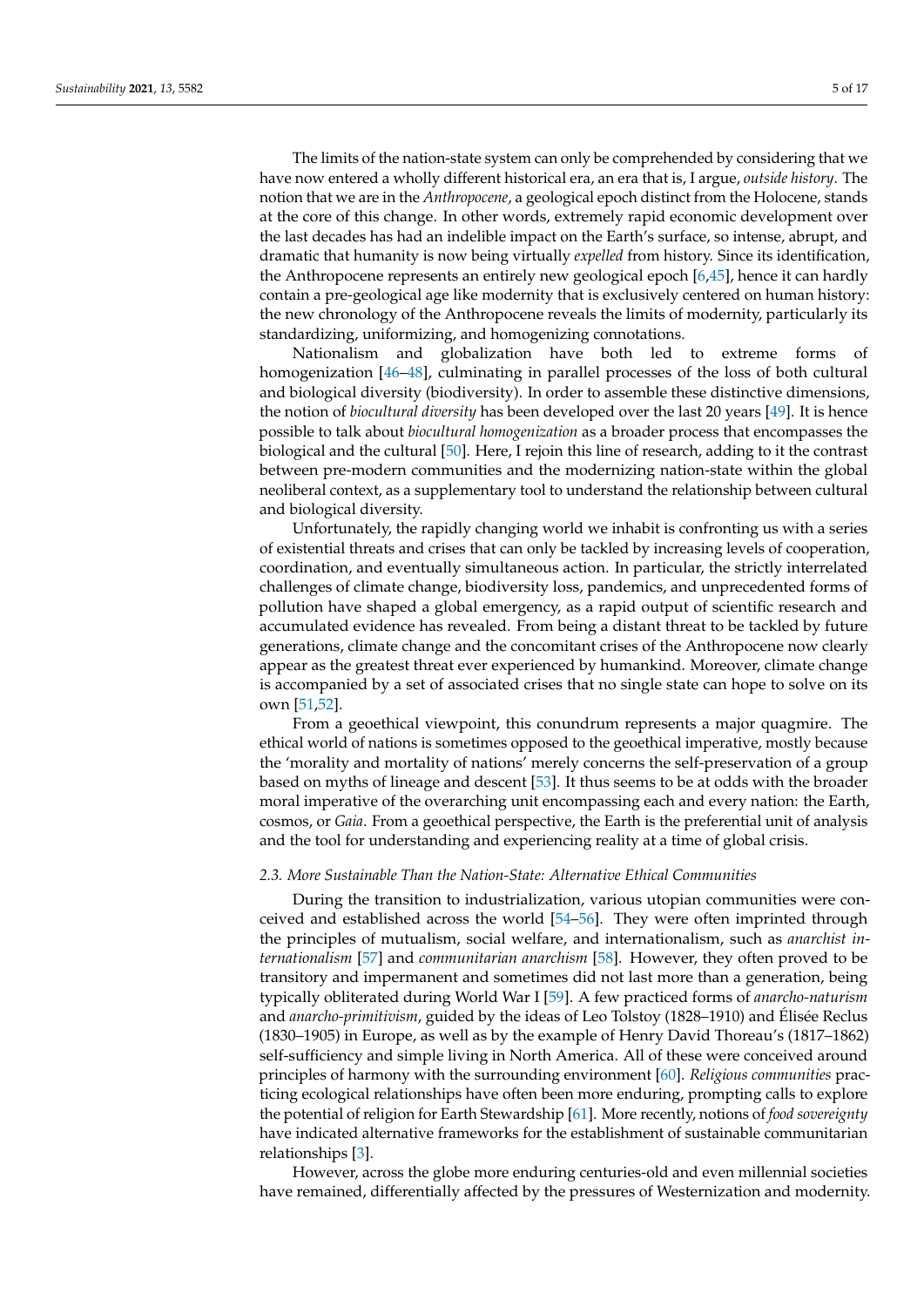The limits of the nation-state system can only be comprehended by considering that we have now entered a wholly different historical era, an era that is, I argue, *outside history*. The notion that we are in the *Anthropocene*, a geological epoch distinct from the Holocene, stands at the core of this change. In other words, extremely rapid economic development over the last decades has had an indelible impact on the Earth's surface, so intense, abrupt, and dramatic that humanity is now being virtually *expelled* from history. Since its identification, the Anthropocene represents an entirely new geological epoch [6,45], hence it can hardly contain a pre-geological age like modernity that is exclusively centered on human history: the new chronology of the Anthropocene reveals the limits of modernity, particularly its standardizing, uniformizing, and homogenizing connotations.

Nationalism and globalization have both led to extreme forms of homogenization [46–48], culminating in parallel processes of the loss of both cultural and biological diversity (biodiversity). In order to assemble these distinctive dimensions, the notion of *biocultural diversity* has been developed over the last 20 years [49]. It is hence possible to talk about *biocultural homogenization* as a broader process that encompasses the biological and the cultural [50]. Here, I rejoin this line of research, adding to it the contrast between pre-modern communities and the modernizing nation-state within the global neoliberal context, as a supplementary tool to understand the relationship between cultural and biological diversity.

Unfortunately, the rapidly changing world we inhabit is confronting us with a series of existential threats and crises that can only be tackled by increasing levels of cooperation, coordination, and eventually simultaneous action. In particular, the strictly interrelated challenges of climate change, biodiversity loss, pandemics, and unprecedented forms of pollution have shaped a global emergency, as a rapid output of scientific research and accumulated evidence has revealed. From being a distant threat to be tackled by future generations, climate change and the concomitant crises of the Anthropocene now clearly appear as the greatest threat ever experienced by humankind. Moreover, climate change is accompanied by a set of associated crises that no single state can hope to solve on its own [51,52].

From a geoethical viewpoint, this conundrum represents a major quagmire. The ethical world of nations is sometimes opposed to the geoethical imperative, mostly because the 'morality and mortality of nations' merely concerns the self-preservation of a group based on myths of lineage and descent [53]. It thus seems to be at odds with the broader moral imperative of the overarching unit encompassing each and every nation: the Earth, cosmos, or *Gaia*. From a geoethical perspective, the Earth is the preferential unit of analysis and the tool for understanding and experiencing reality at a time of global crisis.

### 2.3. More Sustainable Than the Nation-State: Alternative Ethical Communities

During the transition to industrialization, various utopian communities were conceived and established across the world [54–56]. They were often imprinted through the principles of mutualism, social welfare, and internationalism, such as *anarchist internationalism* [57] and *communitarian anarchism* [58]. However, they often proved to be transitory and impermanent and sometimes did not last more than a generation, being typically obliterated during World War I [59]. A few practiced forms of *anarcho-naturism* and *anarcho-primitivism*, guided by the ideas of Leo Tolstoy (1828–1910) and Élisée Reclus (1830–1905) in Europe, as well as by the example of Henry David Thoreau's (1817–1862) self-sufficiency and simple living in North America. All of these were conceived around principles of harmony with the surrounding environment [60]. *Religious communities* practicing ecological relationships have often been more enduring, prompting calls to explore the potential of religion for Earth Stewardship [61]. More recently, notions of *food sovereignty* have indicated alternative frameworks for the establishment of sustainable communitarian relationships [3].

However, across the globe more enduring centuries-old and even millennial societies have remained, differentially affected by the pressures of Westernization and modernity.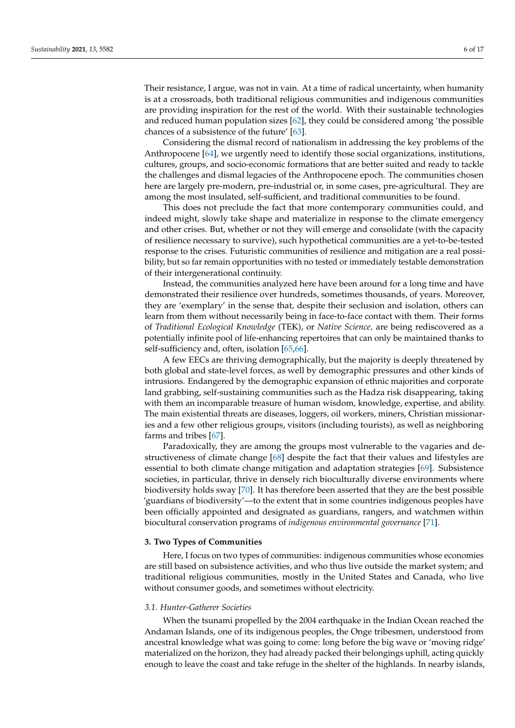Their resistance, I argue, was not in vain. At a time of radical uncertainty, when humanity is at a crossroads, both traditional religious communities and indigenous communities are providing inspiration for the rest of the world. With their sustainable technologies and reduced human population sizes [62], they could be considered among 'the possible chances of a subsistence of the future' [63].

Considering the dismal record of nationalism in addressing the key problems of the Anthropocene [64], we urgently need to identify those social organizations, institutions, cultures, groups, and socio-economic formations that are better suited and ready to tackle the challenges and dismal legacies of the Anthropocene epoch. The communities chosen here are largely pre-modern, pre-industrial or, in some cases, pre-agricultural. They are among the most insulated, self-sufficient, and traditional communities to be found.

This does not preclude the fact that more contemporary communities could, and indeed might, slowly take shape and materialize in response to the climate emergency and other crises. But, whether or not they will emerge and consolidate (with the capacity of resilience necessary to survive), such hypothetical communities are a yet-to-be-tested response to the crises. Futuristic communities of resilience and mitigation are a real possibility, but so far remain opportunities with no tested or immediately testable demonstration of their intergenerational continuity.

Instead, the communities analyzed here have been around for a long time and have demonstrated their resilience over hundreds, sometimes thousands, of years. Moreover, they are 'exemplary' in the sense that, despite their seclusion and isolation, others can learn from them without necessarily being in face-to-face contact with them. Their forms of *Traditional Ecological Knowledge* (TEK), or *Native Science,* are being rediscovered as a potentially infinite pool of life-enhancing repertoires that can only be maintained thanks to self-sufficiency and, often, isolation [65,66].

A few EECs are thriving demographically, but the majority is deeply threatened by both global and state-level forces, as well by demographic pressures and other kinds of intrusions. Endangered by the demographic expansion of ethnic majorities and corporate land grabbing, self-sustaining communities such as the Hadza risk disappearing, taking with them an incomparable treasure of human wisdom, knowledge, expertise, and ability. The main existential threats are diseases, loggers, oil workers, miners, Christian missionaries and a few other religious groups, visitors (including tourists), as well as neighboring farms and tribes [67].

Paradoxically, they are among the groups most vulnerable to the vagaries and destructiveness of climate change [68] despite the fact that their values and lifestyles are essential to both climate change mitigation and adaptation strategies [69]. Subsistence societies, in particular, thrive in densely rich bioculturally diverse environments where biodiversity holds sway [70]. It has therefore been asserted that they are the best possible 'guardians of biodiversity'—to the extent that in some countries indigenous peoples have been officially appointed and designated as guardians, rangers, and watchmen within biocultural conservation programs of *indigenous environmental governance* [71].

## 3. Two Types of Communities

Here, I focus on two types of communities: indigenous communities whose economies are still based on subsistence activities, and who thus live outside the market system; and traditional religious communities, mostly in the United States and Canada, who live without consumer goods, and sometimes without electricity.

### *3.1. Hunter-Gatherer Societies*

When the tsunami propelled by the 2004 earthquake in the Indian Ocean reached the Andaman Islands, one of its indigenous peoples, the Onge tribesmen, understood from ancestral knowledge what was going to come: long before the big wave or 'moving ridge' materialized on the horizon, they had already packed their belongings uphill, acting quickly enough to leave the coast and take refuge in the shelter of the highlands. In nearby islands,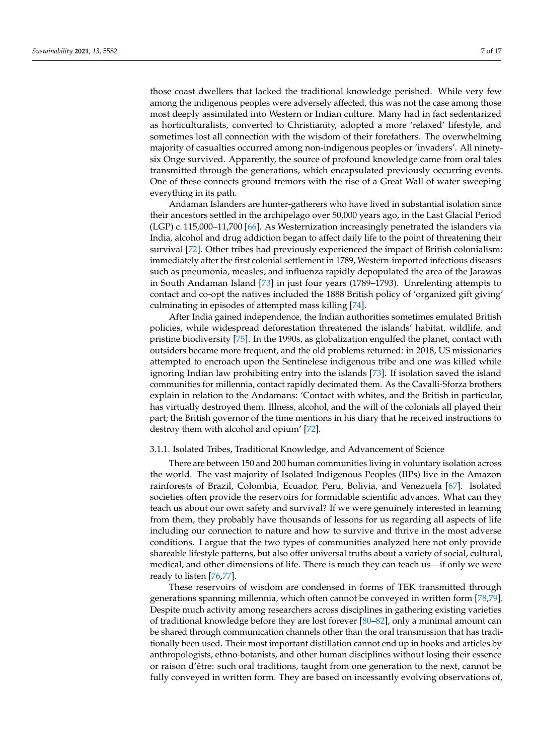those coast dwellers that lacked the traditional knowledge perished. While very few among the indigenous peoples were adversely affected, this was not the case among those most deeply assimilated into Western or Indian culture. Many had in fact sedentarized as horticulturalists, converted to Christianity, adopted a more 'relaxed' lifestyle, and sometimes lost all connection with the wisdom of their forefathers. The overwhelming majority of casualties occurred among non-indigenous peoples or 'invaders'. All ninety-six Onge survived. Apparently, the source of profound knowledge came from oral tales transmitted through the generations, which encapsulated previously occurring events. One of these connects ground tremors with the rise of a Great Wall of water sweeping everything in its path.

Andaman Islanders are hunter-gatherers who have lived in substantial isolation since their ancestors settled in the archipelago over 50,000 years ago, in the Last Glacial Period (LGP) c. 115,000–11,700 [66]. As Westernization increasingly penetrated the islanders via India, alcohol and drug addiction began to affect daily life to the point of threatening their survival [72]. Other tribes had previously experienced the impact of British colonialism: immediately after the first colonial settlement in 1789, Western-imported infectious diseases such as pneumonia, measles, and influenza rapidly depopulated the area of the Jarawas in South Andaman Island [73] in just four years (1789–1793). Unrelenting attempts to contact and co-opt the natives included the 1888 British policy of 'organized gift giving' culminating in episodes of attempted mass killing [74].

After India gained independence, the Indian authorities sometimes emulated British policies, while widespread deforestation threatened the islands' habitat, wildlife, and pristine biodiversity [75]. In the 1990s, as globalization engulfed the planet, contact with outsiders became more frequent, and the old problems returned: in 2018, US missionaries attempted to encroach upon the Sentinelese indigenous tribe and one was killed while ignoring Indian law prohibiting entry into the islands [73]. If isolation saved the island communities for millennia, contact rapidly decimated them. As the Cavalli-Sforza brothers explain in relation to the Andamans: 'Contact with whites, and the British in particular, has virtually destroyed them. Illness, alcohol, and the will of the colonials all played their part; the British governor of the time mentions in his diary that he received instructions to destroy them with alcohol and opium' [72].

#### 3.1.1. Isolated Tribes, Traditional Knowledge, and Advancement of Science

There are between 150 and 200 human communities living in voluntary isolation across the world. The vast majority of Isolated Indigenous Peoples (IIPs) live in the Amazon rainforests of Brazil, Colombia, Ecuador, Peru, Bolivia, and Venezuela [67]. Isolated societies often provide the reservoirs for formidable scientific advances. What can they teach us about our own safety and survival? If we were genuinely interested in learning from them, they probably have thousands of lessons for us regarding all aspects of life including our connection to nature and how to survive and thrive in the most adverse conditions. I argue that the two types of communities analyzed here not only provide shareable lifestyle patterns, but also offer universal truths about a variety of social, cultural, medical, and other dimensions of life. There is much they can teach us—if only we were ready to listen [76,77].

These reservoirs of wisdom are condensed in forms of TEK transmitted through generations spanning millennia, which often cannot be conveyed in written form [78,79]. Despite much activity among researchers across disciplines in gathering existing varieties of traditional knowledge before they are lost forever [80–82], only a minimal amount can be shared through communication channels other than the oral transmission that has traditionally been used. Their most important distillation cannot end up in books and articles by anthropologists, ethno-botanists, and other human disciplines without losing their essence or raison d'être: such oral traditions, taught from one generation to the next, cannot be fully conveyed in written form. They are based on incessantly evolving observations of,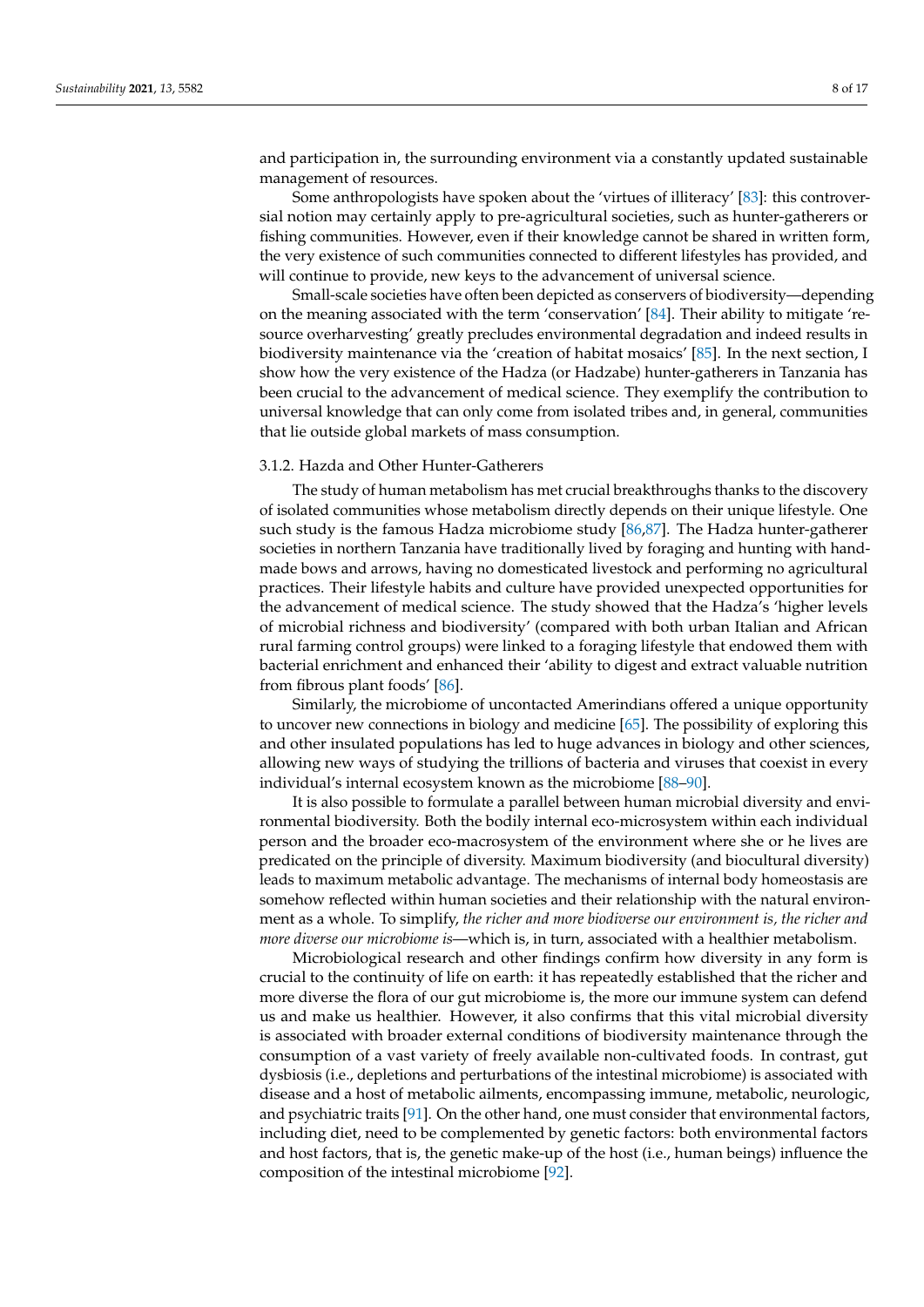and participation in, the surrounding environment via a constantly updated sustainable management of resources.

Some anthropologists have spoken about the 'virtues of illiteracy' [83]: this controversial notion may certainly apply to pre-agricultural societies, such as hunter-gatherers or fishing communities. However, even if their knowledge cannot be shared in written form, the very existence of such communities connected to different lifestyles has provided, and will continue to provide, new keys to the advancement of universal science.

Small-scale societies have often been depicted as conservers of biodiversity—depending on the meaning associated with the term 'conservation' [84]. Their ability to mitigate 'resource overharvesting' greatly precludes environmental degradation and indeed results in biodiversity maintenance via the 'creation of habitat mosaics' [85]. In the next section, I show how the very existence of the Hadza (or Hadzabe) hunter-gatherers in Tanzania has been crucial to the advancement of medical science. They exemplify the contribution to universal knowledge that can only come from isolated tribes and, in general, communities that lie outside global markets of mass consumption.

#### 3.1.2. Hazda and Other Hunter-Gatherers

The study of human metabolism has met crucial breakthroughs thanks to the discovery of isolated communities whose metabolism directly depends on their unique lifestyle. One such study is the famous Hadza microbiome study [86,87]. The Hadza hunter-gatherer societies in northern Tanzania have traditionally lived by foraging and hunting with handmade bows and arrows, having no domesticated livestock and performing no agricultural practices. Their lifestyle habits and culture have provided unexpected opportunities for the advancement of medical science. The study showed that the Hadza's 'higher levels of microbial richness and biodiversity' (compared with both urban Italian and African rural farming control groups) were linked to a foraging lifestyle that endowed them with bacterial enrichment and enhanced their 'ability to digest and extract valuable nutrition from fibrous plant foods' [86].

Similarly, the microbiome of uncontacted Amerindians offered a unique opportunity to uncover new connections in biology and medicine [65]. The possibility of exploring this and other insulated populations has led to huge advances in biology and other sciences, allowing new ways of studying the trillions of bacteria and viruses that coexist in every individual's internal ecosystem known as the microbiome [88–90].

It is also possible to formulate a parallel between human microbial diversity and environmental biodiversity. Both the bodily internal eco-microsystem within each individual person and the broader eco-macrosystem of the environment where she or he lives are predicated on the principle of diversity. Maximum biodiversity (and biocultural diversity) leads to maximum metabolic advantage. The mechanisms of internal body homeostasis are somehow reflected within human societies and their relationship with the natural environment as a whole. To simplify, *the richer and more biodiverse our environment is, the richer and more diverse our microbiome is*—which is, in turn, associated with a healthier metabolism.

Microbiological research and other findings confirm how diversity in any form is crucial to the continuity of life on earth: it has repeatedly established that the richer and more diverse the flora of our gut microbiome is, the more our immune system can defend us and make us healthier. However, it also confirms that this vital microbial diversity is associated with broader external conditions of biodiversity maintenance through the consumption of a vast variety of freely available non-cultivated foods. In contrast, gut dysbiosis (i.e., depletions and perturbations of the intestinal microbiome) is associated with disease and a host of metabolic ailments, encompassing immune, metabolic, neurologic, and psychiatric traits [91]. On the other hand, one must consider that environmental factors, including diet, need to be complemented by genetic factors: both environmental factors and host factors, that is, the genetic make-up of the host (i.e., human beings) influence the composition of the intestinal microbiome [92].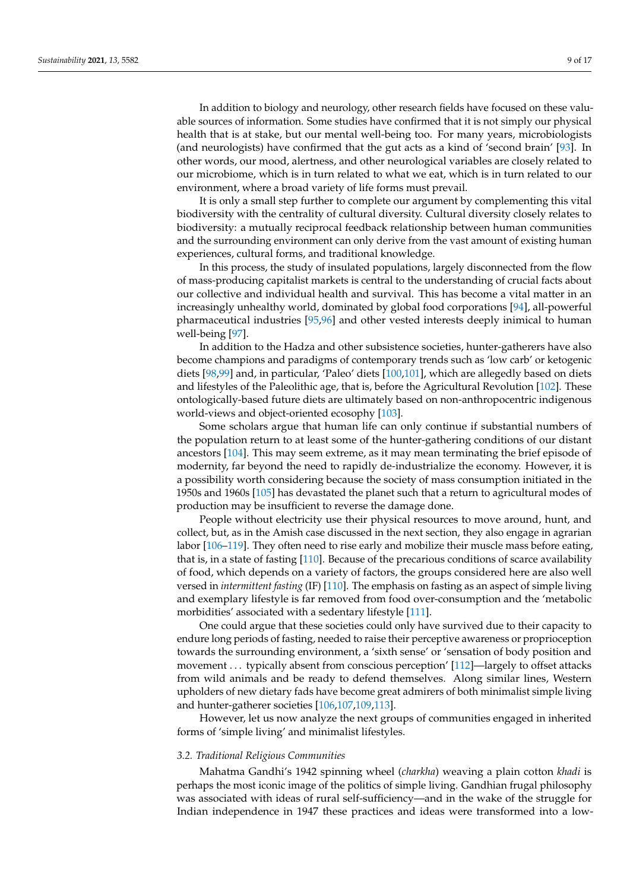In addition to biology and neurology, other research fields have focused on these valuable sources of information. Some studies have confirmed that it is not simply our physical health that is at stake, but our mental well-being too. For many years, microbiologists (and neurologists) have confirmed that the gut acts as a kind of 'second brain' [93]. In other words, our mood, alertness, and other neurological variables are closely related to our microbiome, which is in turn related to what we eat, which is in turn related to our environment, where a broad variety of life forms must prevail.

It is only a small step further to complete our argument by complementing this vital biodiversity with the centrality of cultural diversity. Cultural diversity closely relates to biodiversity: a mutually reciprocal feedback relationship between human communities and the surrounding environment can only derive from the vast amount of existing human experiences, cultural forms, and traditional knowledge.

In this process, the study of insulated populations, largely disconnected from the flow of mass-producing capitalist markets is central to the understanding of crucial facts about our collective and individual health and survival. This has become a vital matter in an increasingly unhealthy world, dominated by global food corporations [94], all-powerful pharmaceutical industries [95,96] and other vested interests deeply inimical to human well-being [97].

In addition to the Hadza and other subsistence societies, hunter-gatherers have also become champions and paradigms of contemporary trends such as 'low carb' or ketogenic diets [98,99] and, in particular, 'Paleo' diets [100,101], which are allegedly based on diets and lifestyles of the Paleolithic age, that is, before the Agricultural Revolution [102]. These ontologically-based future diets are ultimately based on non-anthropocentric indigenous world-views and object-oriented ecosophy [103].

Some scholars argue that human life can only continue if substantial numbers of the population return to at least some of the hunter-gathering conditions of our distant ancestors [104]. This may seem extreme, as it may mean terminating the brief episode of modernity, far beyond the need to rapidly de-industrialize the economy. However, it is a possibility worth considering because the society of mass consumption initiated in the 1950s and 1960s [105] has devastated the planet such that a return to agricultural modes of production may be insufficient to reverse the damage done.

People without electricity use their physical resources to move around, hunt, and collect, but, as in the Amish case discussed in the next section, they also engage in agrarian labor [106–119]. They often need to rise early and mobilize their muscle mass before eating, that is, in a state of fasting [110]. Because of the precarious conditions of scarce availability of food, which depends on a variety of factors, the groups considered here are also well versed in *intermittent fasting* (IF) [110]. The emphasis on fasting as an aspect of simple living and exemplary lifestyle is far removed from food over-consumption and the 'metabolic morbidities' associated with a sedentary lifestyle [111].

One could argue that these societies could only have survived due to their capacity to endure long periods of fasting, needed to raise their perceptive awareness or proprioception towards the surrounding environment, a 'sixth sense' or 'sensation of body position and movement ... typically absent from conscious perception' [112]—largely to offset attacks from wild animals and be ready to defend themselves. Along similar lines, Western upholders of new dietary fads have become great admirers of both minimalist simple living and hunter-gatherer societies [106,107,109,113].

However, let us now analyze the next groups of communities engaged in inherited forms of 'simple living' and minimalist lifestyles.

### *3.2. Traditional Religious Communities*

Mahatma Gandhi's 1942 spinning wheel (*charkha*) weaving a plain cotton *khadi* is perhaps the most iconic image of the politics of simple living. Gandhian frugal philosophy was associated with ideas of rural self-sufficiency—and in the wake of the struggle for Indian independence in 1947 these practices and ideas were transformed into a low-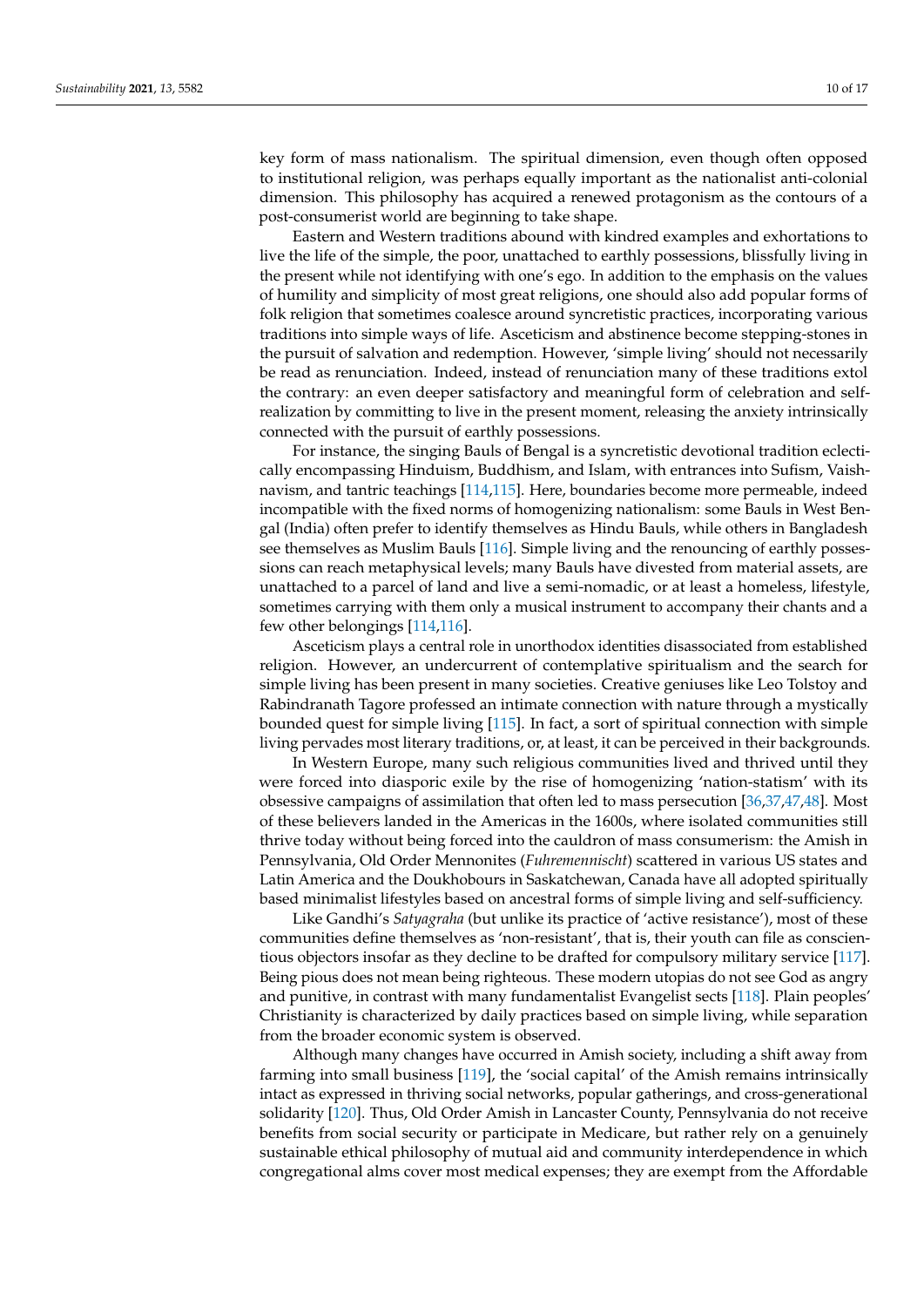key form of mass nationalism. The spiritual dimension, even though often opposed to institutional religion, was perhaps equally important as the nationalist anti-colonial dimension. This philosophy has acquired a renewed protagonism as the contours of a post-consumerist world are beginning to take shape.

Eastern and Western traditions abound with kindred examples and exhortations to live the life of the simple, the poor, unattached to earthly possessions, blissfully living in the present while not identifying with one's ego. In addition to the emphasis on the values of humility and simplicity of most great religions, one should also add popular forms of folk religion that sometimes coalesce around syncretistic practices, incorporating various traditions into simple ways of life. Asceticism and abstinence become stepping-stones in the pursuit of salvation and redemption. However, 'simple living' should not necessarily be read as renunciation. Indeed, instead of renunciation many of these traditions extol the contrary: an even deeper satisfactory and meaningful form of celebration and self-realization by committing to live in the present moment, releasing the anxiety intrinsically connected with the pursuit of earthly possessions.

For instance, the singing Bauls of Bengal is a syncretistic devotional tradition eclectically encompassing Hinduism, Buddhism, and Islam, with entrances into Sufism, Vaishnavism, and tantric teachings [114,115]. Here, boundaries become more permeable, indeed incompatible with the fixed norms of homogenizing nationalism: some Bauls in West Bengal (India) often prefer to identify themselves as Hindu Bauls, while others in Bangladesh see themselves as Muslim Bauls [116]. Simple living and the renouncing of earthly possessions can reach metaphysical levels; many Bauls have divested from material assets, are unattached to a parcel of land and live a semi-nomadic, or at least a homeless, lifestyle, sometimes carrying with them only a musical instrument to accompany their chants and a few other belongings [114,116].

Asceticism plays a central role in unorthodox identities disassociated from established religion. However, an undercurrent of contemplative spiritualism and the search for simple living has been present in many societies. Creative geniuses like Leo Tolstoy and Rabindranath Tagore professed an intimate connection with nature through a mystically bounded quest for simple living [115]. In fact, a sort of spiritual connection with simple living pervades most literary traditions, or, at least, it can be perceived in their backgrounds.

In Western Europe, many such religious communities lived and thrived until they were forced into diasporic exile by the rise of homogenizing 'nation-statism' with its obsessive campaigns of assimilation that often led to mass persecution [36,37,47,48]. Most of these believers landed in the Americas in the 1600s, where isolated communities still thrive today without being forced into the cauldron of mass consumerism: the Amish in Pennsylvania, Old Order Mennonites (*Fuhremennischt*) scattered in various US states and Latin America and the Doukhobours in Saskatchewan, Canada have all adopted spiritually based minimalist lifestyles based on ancestral forms of simple living and self-sufficiency.

Like Gandhi's *Satyagraha* (but unlike its practice of 'active resistance'), most of these communities define themselves as 'non-resistant', that is, their youth can file as conscientious objectors insofar as they decline to be drafted for compulsory military service [117]. Being pious does not mean being righteous. These modern utopias do not see God as angry and punitive, in contrast with many fundamentalist Evangelist sects [118]. Plain peoples' Christianity is characterized by daily practices based on simple living, while separation from the broader economic system is observed.

Although many changes have occurred in Amish society, including a shift away from farming into small business [119], the 'social capital' of the Amish remains intrinsically intact as expressed in thriving social networks, popular gatherings, and cross-generational solidarity [120]. Thus, Old Order Amish in Lancaster County, Pennsylvania do not receive benefits from social security or participate in Medicare, but rather rely on a genuinely sustainable ethical philosophy of mutual aid and community interdependence in which congregational alms cover most medical expenses; they are exempt from the Affordable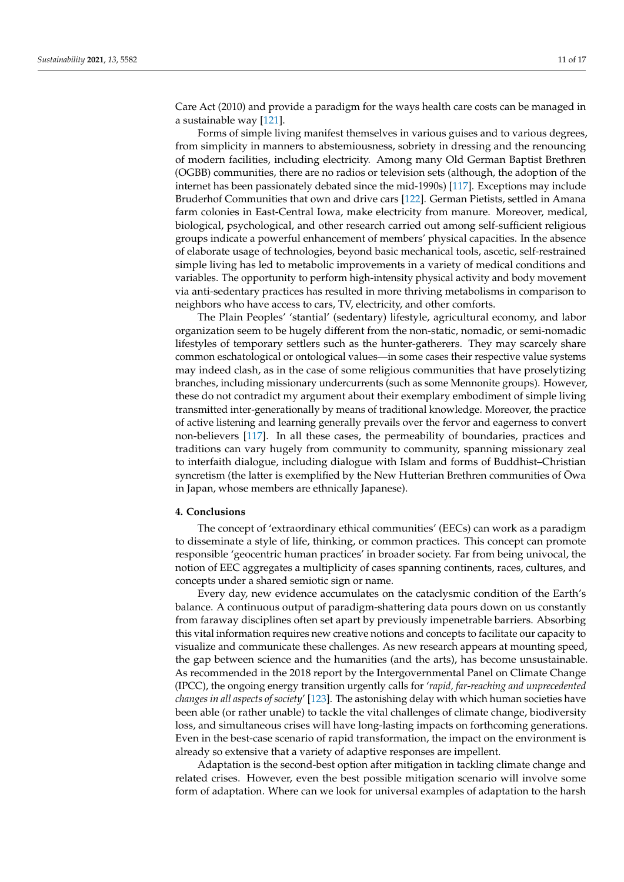Care Act (2010) and provide a paradigm for the ways health care costs can be managed in a sustainable way [121].

Forms of simple living manifest themselves in various guises and to various degrees, from simplicity in manners to abstemiousness, sobriety in dressing and the renouncing of modern facilities, including electricity. Among many Old German Baptist Brethren (OGBB) communities, there are no radios or television sets (although, the adoption of the internet has been passionately debated since the mid-1990s) [117]. Exceptions may include Bruderhof Communities that own and drive cars [122]. German Pietists, settled in Amana farm colonies in East-Central Iowa, make electricity from manure. Moreover, medical, biological, psychological, and other research carried out among self-sufficient religious groups indicate a powerful enhancement of members' physical capacities. In the absence of elaborate usage of technologies, beyond basic mechanical tools, ascetic, self-restrained simple living has led to metabolic improvements in a variety of medical conditions and variables. The opportunity to perform high-intensity physical activity and body movement via anti-sedentary practices has resulted in more thriving metabolisms in comparison to neighbors who have access to cars, TV, electricity, and other comforts.

The Plain Peoples' 'stantial' (sedentary) lifestyle, agricultural economy, and labor organization seem to be hugely different from the non-static, nomadic, or semi-nomadic lifestyles of temporary settlers such as the hunter-gatherers. They may scarcely share common eschatological or ontological values—in some cases their respective value systems may indeed clash, as in the case of some religious communities that have proselytizing branches, including missionary undercurrents (such as some Mennonite groups). However, these do not contradict my argument about their exemplary embodiment of simple living transmitted inter-generationally by means of traditional knowledge. Moreover, the practice of active listening and learning generally prevails over the fervor and eagerness to convert non-believers [117]. In all these cases, the permeability of boundaries, practices and traditions can vary hugely from community to community, spanning missionary zeal to interfaith dialogue, including dialogue with Islam and forms of Buddhist–Christian syncretism (the latter is exemplified by the New Hutterian Brethren communities of Ōwa in Japan, whose members are ethnically Japanese).

## 4. Conclusions

The concept of 'extraordinary ethical communities' (EECs) can work as a paradigm to disseminate a style of life, thinking, or common practices. This concept can promote responsible 'geocentric human practices' in broader society. Far from being univocal, the notion of EEC aggregates a multiplicity of cases spanning continents, races, cultures, and concepts under a shared semiotic sign or name.

Every day, new evidence accumulates on the cataclysmic condition of the Earth's balance. A continuous output of paradigm-shattering data pours down on us constantly from faraway disciplines often set apart by previously impenetrable barriers. Absorbing this vital information requires new creative notions and concepts to facilitate our capacity to visualize and communicate these challenges. As new research appears at mounting speed, the gap between science and the humanities (and the arts), has become unsustainable. As recommended in the 2018 report by the Intergovernmental Panel on Climate Change (IPCC), the ongoing energy transition urgently calls for '*rapid, far-reaching and unprecedented changes in all aspects of society*' [123]. The astonishing delay with which human societies have been able (or rather unable) to tackle the vital challenges of climate change, biodiversity loss, and simultaneous crises will have long-lasting impacts on forthcoming generations. Even in the best-case scenario of rapid transformation, the impact on the environment is already so extensive that a variety of adaptive responses are impellent.

Adaptation is the second-best option after mitigation in tackling climate change and related crises. However, even the best possible mitigation scenario will involve some form of adaptation. Where can we look for universal examples of adaptation to the harsh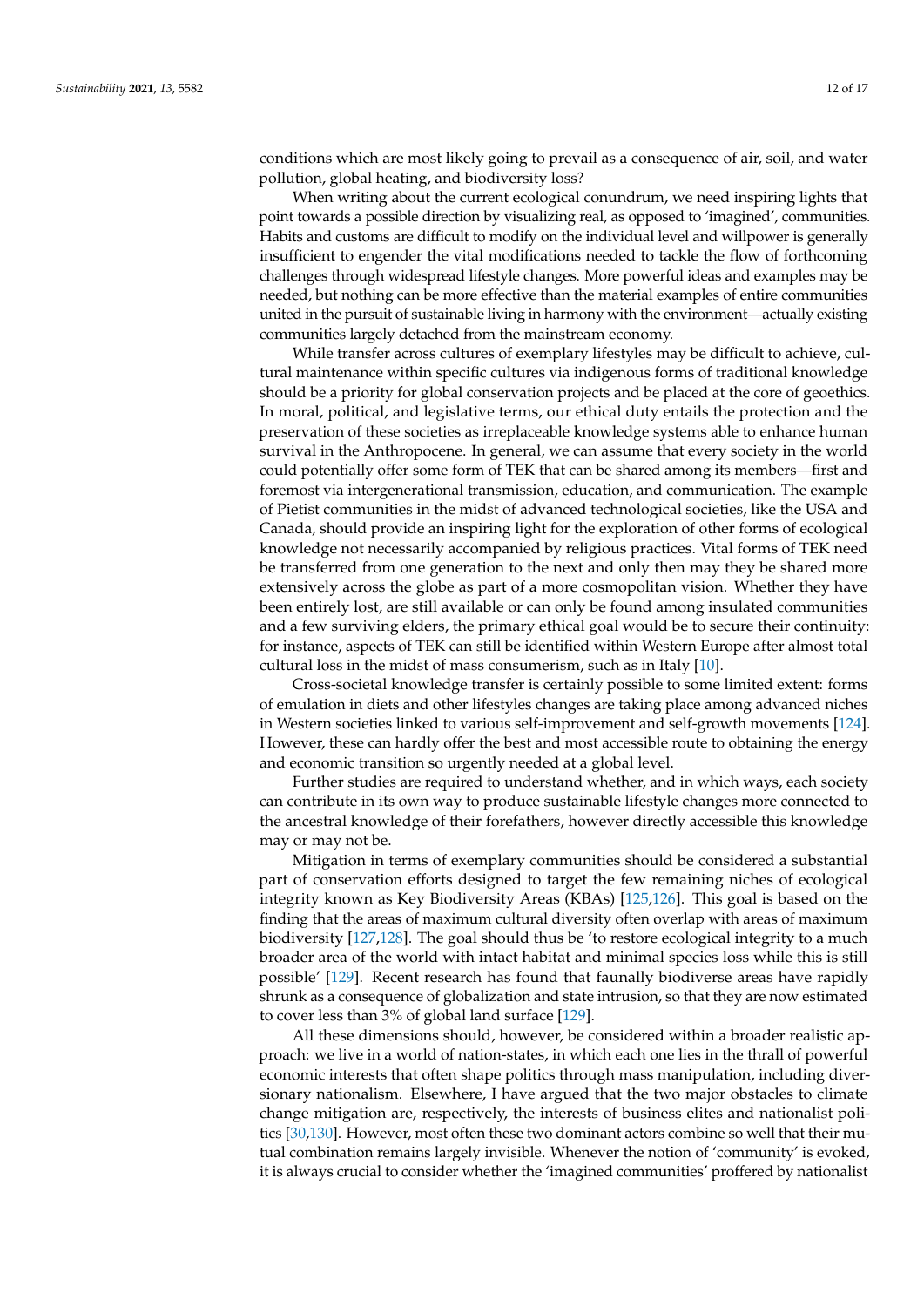conditions which are most likely going to prevail as a consequence of air, soil, and water pollution, global heating, and biodiversity loss?

When writing about the current ecological conundrum, we need inspiring lights that point towards a possible direction by visualizing real, as opposed to 'imagined', communities. Habits and customs are difficult to modify on the individual level and willpower is generally insufficient to engender the vital modifications needed to tackle the flow of forthcoming challenges through widespread lifestyle changes. More powerful ideas and examples may be needed, but nothing can be more effective than the material examples of entire communities united in the pursuit of sustainable living in harmony with the environment—actually existing communities largely detached from the mainstream economy.

While transfer across cultures of exemplary lifestyles may be difficult to achieve, cultural maintenance within specific cultures via indigenous forms of traditional knowledge should be a priority for global conservation projects and be placed at the core of geoethics. In moral, political, and legislative terms, our ethical duty entails the protection and the preservation of these societies as irreplaceable knowledge systems able to enhance human survival in the Anthropocene. In general, we can assume that every society in the world could potentially offer some form of TEK that can be shared among its members—first and foremost via intergenerational transmission, education, and communication. The example of Pietist communities in the midst of advanced technological societies, like the USA and Canada, should provide an inspiring light for the exploration of other forms of ecological knowledge not necessarily accompanied by religious practices. Vital forms of TEK need be transferred from one generation to the next and only then may they be shared more extensively across the globe as part of a more cosmopolitan vision. Whether they have been entirely lost, are still available or can only be found among insulated communities and a few surviving elders, the primary ethical goal would be to secure their continuity: for instance, aspects of TEK can still be identified within Western Europe after almost total cultural loss in the midst of mass consumerism, such as in Italy [10].

Cross-societal knowledge transfer is certainly possible to some limited extent: forms of emulation in diets and other lifestyles changes are taking place among advanced niches in Western societies linked to various self-improvement and self-growth movements [124]. However, these can hardly offer the best and most accessible route to obtaining the energy and economic transition so urgently needed at a global level.

Further studies are required to understand whether, and in which ways, each society can contribute in its own way to produce sustainable lifestyle changes more connected to the ancestral knowledge of their forefathers, however directly accessible this knowledge may or may not be.

Mitigation in terms of exemplary communities should be considered a substantial part of conservation efforts designed to target the few remaining niches of ecological integrity known as Key Biodiversity Areas (KBAs) [125,126]. This goal is based on the finding that the areas of maximum cultural diversity often overlap with areas of maximum biodiversity [127,128]. The goal should thus be 'to restore ecological integrity to a much broader area of the world with intact habitat and minimal species loss while this is still possible' [129]. Recent research has found that faunally biodiverse areas have rapidly shrunk as a consequence of globalization and state intrusion, so that they are now estimated to cover less than 3% of global land surface [129].

All these dimensions should, however, be considered within a broader realistic approach: we live in a world of nation-states, in which each one lies in the thrall of powerful economic interests that often shape politics through mass manipulation, including diversionary nationalism. Elsewhere, I have argued that the two major obstacles to climate change mitigation are, respectively, the interests of business elites and nationalist politics [30,130]. However, most often these two dominant actors combine so well that their mutual combination remains largely invisible. Whenever the notion of 'community' is evoked, it is always crucial to consider whether the 'imagined communities' proffered by nationalist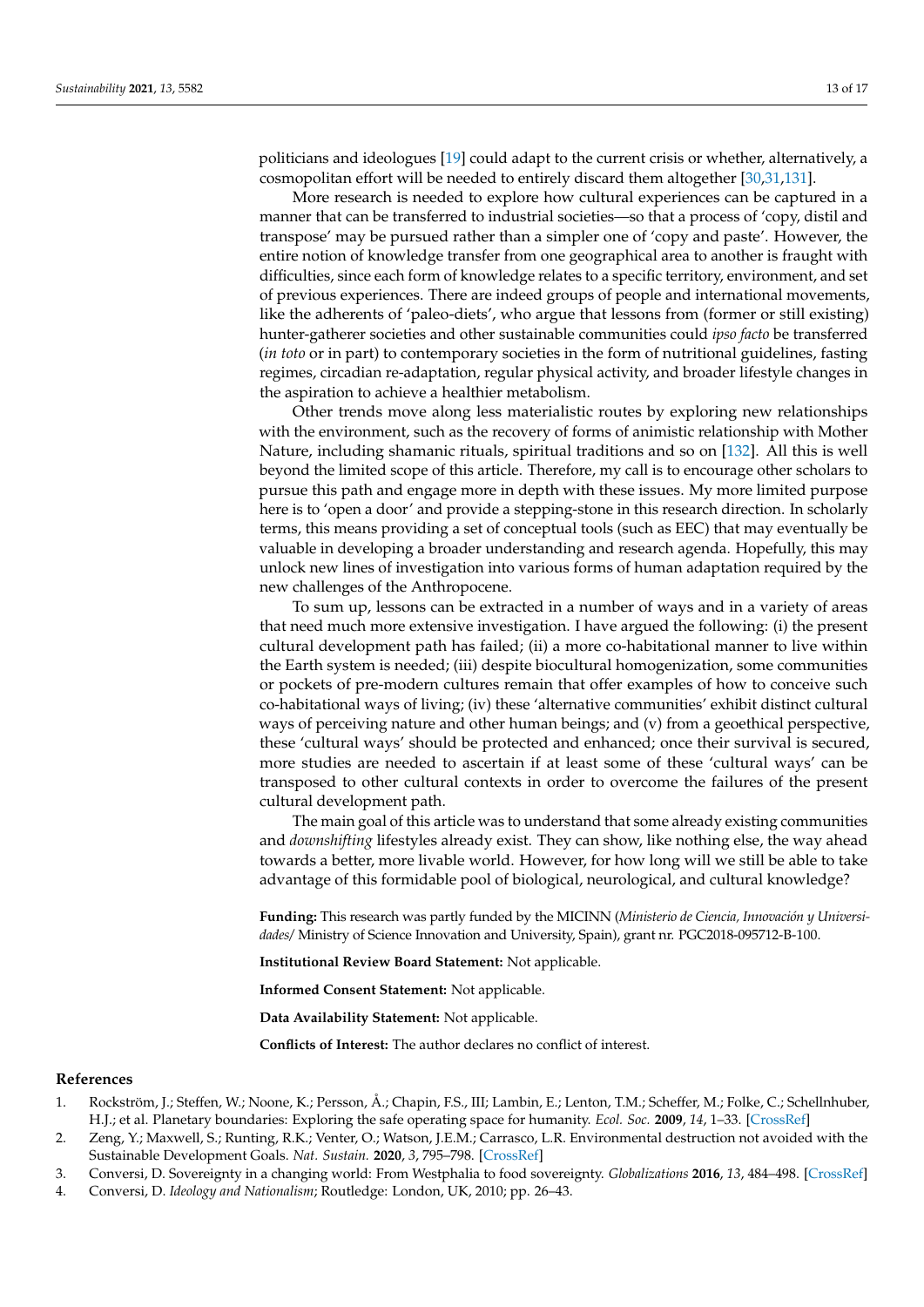politicians and ideologues [19] could adapt to the current crisis or whether, alternatively, a cosmopolitan effort will be needed to entirely discard them altogether [30,31,131].

More research is needed to explore how cultural experiences can be captured in a manner that can be transferred to industrial societies—so that a process of 'copy, distil and transpose' may be pursued rather than a simpler one of 'copy and paste'. However, the entire notion of knowledge transfer from one geographical area to another is fraught with difficulties, since each form of knowledge relates to a specific territory, environment, and set of previous experiences. There are indeed groups of people and international movements, like the adherents of 'paleo-diets', who argue that lessons from (former or still existing) hunter-gatherer societies and other sustainable communities could *ipso facto* be transferred (*in toto* or in part) to contemporary societies in the form of nutritional guidelines, fasting regimes, circadian re-adaptation, regular physical activity, and broader lifestyle changes in the aspiration to achieve a healthier metabolism.

Other trends move along less materialistic routes by exploring new relationships with the environment, such as the recovery of forms of animistic relationship with Mother Nature, including shamanic rituals, spiritual traditions and so on [132]. All this is well beyond the limited scope of this article. Therefore, my call is to encourage other scholars to pursue this path and engage more in depth with these issues. My more limited purpose here is to 'open a door' and provide a stepping-stone in this research direction. In scholarly terms, this means providing a set of conceptual tools (such as EEC) that may eventually be valuable in developing a broader understanding and research agenda. Hopefully, this may unlock new lines of investigation into various forms of human adaptation required by the new challenges of the Anthropocene.

To sum up, lessons can be extracted in a number of ways and in a variety of areas that need much more extensive investigation. I have argued the following: (i) the present cultural development path has failed; (ii) a more co-habitational manner to live within the Earth system is needed; (iii) despite biocultural homogenization, some communities or pockets of pre-modern cultures remain that offer examples of how to conceive such co-habitational ways of living; (iv) these 'alternative communities' exhibit distinct cultural ways of perceiving nature and other human beings; and (v) from a geoethical perspective, these 'cultural ways' should be protected and enhanced; once their survival is secured, more studies are needed to ascertain if at least some of these 'cultural ways' can be transposed to other cultural contexts in order to overcome the failures of the present cultural development path.

The main goal of this article was to understand that some already existing communities and *downshifting* lifestyles already exist. They can show, like nothing else, the way ahead towards a better, more livable world. However, for how long will we still be able to take advantage of this formidable pool of biological, neurological, and cultural knowledge?

**Funding:** This research was partly funded by the MICINN (*Ministerio de Ciencia, Innovación y Universidades*/ Ministry of Science Innovation and University, Spain), grant nr. PGC2018-095712-B-100.

**Institutional Review Board Statement:** Not applicable.

**Informed Consent Statement:** Not applicable.

**Data Availability Statement:** Not applicable.

**Conflicts of Interest:** The author declares no conflict of interest.

## References

1. Rockström, J.; Steffen, W.; Noone, K.; Persson, Å.; Chapin, F.S., III; Lambin, E.; Lenton, T.M.; Scheffer, M.; Folke, C.; Schellnhuber, H.J.; et al. Planetary boundaries: Exploring the safe operating space for humanity. *Ecol. Soc.* **2009**, *14*, 1–33. [CrossRef]
2. Zeng, Y.; Maxwell, S.; Runting, R.K.; Venter, O.; Watson, J.E.M.; Carrasco, L.R. Environmental destruction not avoided with the Sustainable Development Goals. *Nat. Sustain.* **2020**, *3*, 795–798. [CrossRef]
3. Conversi, D. Sovereignty in a changing world: From Westphalia to food sovereignty. *Globalizations* **2016**, *13*, 484–498. [CrossRef]
4. Conversi, D. *Ideology and Nationalism*; Routledge: London, UK, 2010; pp. 26–43.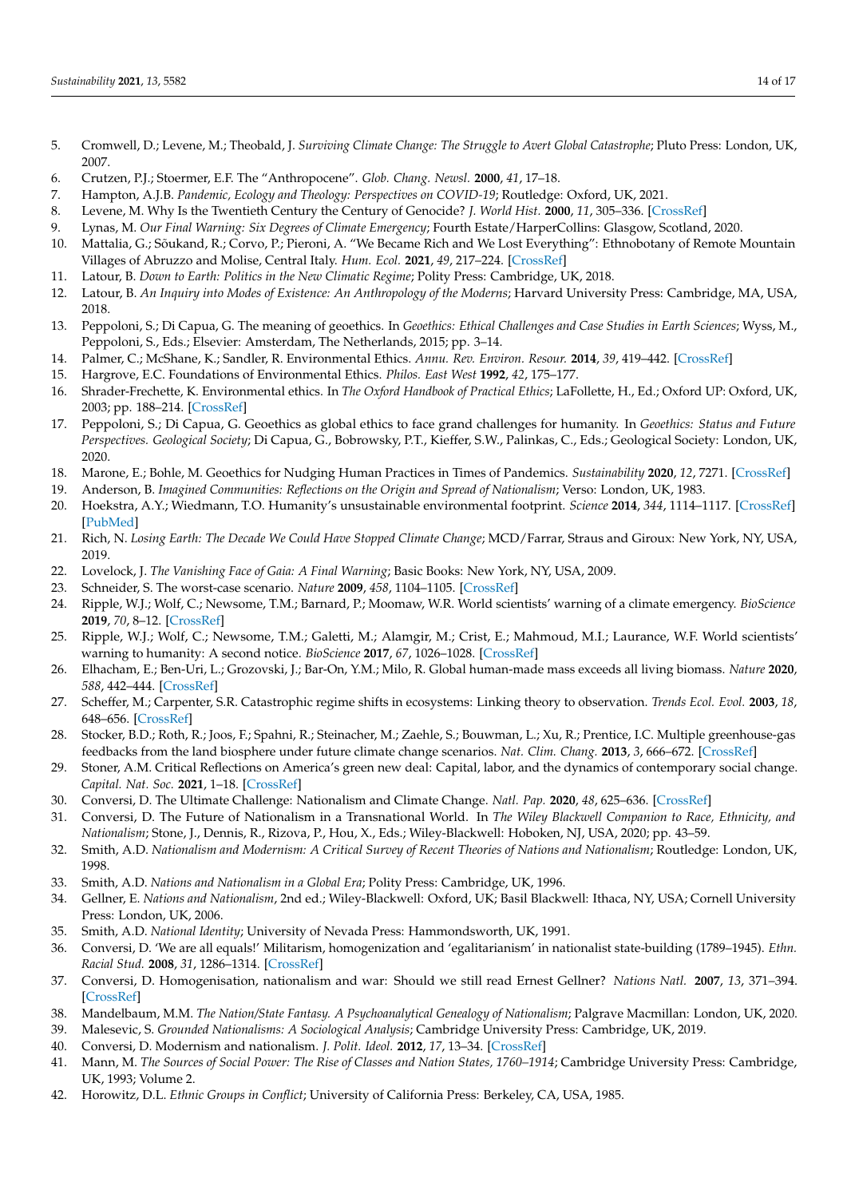5. Cromwell, D.; Levene, M.; Theobald, J. *Surviving Climate Change: The Struggle to Avert Global Catastrophe*; Pluto Press: London, UK, 2007.
6. Crutzen, P.J.; Stoermer, E.F. The "Anthropocene". *Glob. Chang. Newsl.* **2000**, *41*, 17–18.
7. Hampton, A.J.B. *Pandemic, Ecology and Theology: Perspectives on COVID-19*; Routledge: Oxford, UK, 2021.
8. Levene, M. Why Is the Twentieth Century the Century of Genocide? *J. World Hist.* **2000**, *11*, 305–336. [CrossRef]
9. Lynas, M. *Our Final Warning: Six Degrees of Climate Emergency*; Fourth Estate/HarperCollins: Glasgow, Scotland, 2020.
10. Mattalia, G.; Sõukand, R.; Corvo, P.; Pieroni, A. "We Became Rich and We Lost Everything": Ethnobotany of Remote Mountain Villages of Abruzzo and Molise, Central Italy. *Hum. Ecol.* **2021**, *49*, 217–224. [CrossRef]
11. Latour, B. *Down to Earth: Politics in the New Climatic Regime*; Polity Press: Cambridge, UK, 2018.
12. Latour, B. *An Inquiry into Modes of Existence: An Anthropology of the Moderns*; Harvard University Press: Cambridge, MA, USA, 2018.
13. Peppoloni, S.; Di Capua, G. The meaning of geoethics. In *Geoethics: Ethical Challenges and Case Studies in Earth Sciences*; Wyss, M., Peppoloni, S., Eds.; Elsevier: Amsterdam, The Netherlands, 2015; pp. 3–14.
14. Palmer, C.; McShane, K.; Sandler, R. Environmental Ethics. *Annu. Rev. Environ. Resour.* **2014**, *39*, 419–442. [CrossRef]
15. Hargrove, E.C. Foundations of Environmental Ethics. *Philos. East West* **1992**, *42*, 175–177.
16. Shrader-Frechette, K. Environmental ethics. In *The Oxford Handbook of Practical Ethics*; LaFollette, H., Ed.; Oxford UP: Oxford, UK, 2003; pp. 188–214. [CrossRef]
17. Peppoloni, S.; Di Capua, G. Geoethics as global ethics to face grand challenges for humanity. In *Geoethics: Status and Future Perspectives. Geological Society*; Di Capua, G., Bobrowsky, P.T., Kieffer, S.W., Palinkas, C., Eds.; Geological Society: London, UK, 2020.
18. Marone, E.; Bohle, M. Geoethics for Nudging Human Practices in Times of Pandemics. *Sustainability* **2020**, *12*, 7271. [CrossRef]
19. Anderson, B. *Imagined Communities: Reflections on the Origin and Spread of Nationalism*; Verso: London, UK, 1983.
20. Hoekstra, A.Y.; Wiedmann, T.O. Humanity's unsustainable environmental footprint. *Science* **2014**, *344*, 1114–1117. [CrossRef] [PubMed]
21. Rich, N. *Losing Earth: The Decade We Could Have Stopped Climate Change*; MCD/Farrar, Straus and Giroux: New York, NY, USA, 2019.
22. Lovelock, J. *The Vanishing Face of Gaia: A Final Warning*; Basic Books: New York, NY, USA, 2009.
23. Schneider, S. The worst-case scenario. *Nature* **2009**, *458*, 1104–1105. [CrossRef]
24. Ripple, W.J.; Wolf, C.; Newsome, T.M.; Barnard, P.; Moomaw, W.R. World scientists' warning of a climate emergency. *BioScience* **2019**, *70*, 8–12. [CrossRef]
25. Ripple, W.J.; Wolf, C.; Newsome, T.M.; Galetti, M.; Alamgir, M.; Crist, E.; Mahmoud, M.I.; Laurance, W.F. World scientists' warning to humanity: A second notice. *BioScience* **2017**, *67*, 1026–1028. [CrossRef]
26. Elhacham, E.; Ben-Uri, L.; Grozovski, J.; Bar-On, Y.M.; Milo, R. Global human-made mass exceeds all living biomass. *Nature* **2020**, *588*, 442–444. [CrossRef]
27. Scheffer, M.; Carpenter, S.R. Catastrophic regime shifts in ecosystems: Linking theory to observation. *Trends Ecol. Evol.* **2003**, *18*, 648–656. [CrossRef]
28. Stocker, B.D.; Roth, R.; Joos, F.; Spahni, R.; Steinacher, M.; Zaehle, S.; Bouwman, L.; Xu, R.; Prentice, I.C. Multiple greenhouse-gas feedbacks from the land biosphere under future climate change scenarios. *Nat. Clim. Chang.* **2013**, *3*, 666–672. [CrossRef]
29. Stoner, A.M. Critical Reflections on America's green new deal: Capital, labor, and the dynamics of contemporary social change. *Capital. Nat. Soc.* **2021**, 1–18. [CrossRef]
30. Conversi, D. The Ultimate Challenge: Nationalism and Climate Change. *Natl. Pap.* **2020**, *48*, 625–636. [CrossRef]
31. Conversi, D. The Future of Nationalism in a Transnational World. In *The Wiley Blackwell Companion to Race, Ethnicity, and Nationalism*; Stone, J., Dennis, R., Rizova, P., Hou, X., Eds.; Wiley-Blackwell: Hoboken, NJ, USA, 2020; pp. 43–59.
32. Smith, A.D. *Nationalism and Modernism: A Critical Survey of Recent Theories of Nations and Nationalism*; Routledge: London, UK, 1998.
33. Smith, A.D. *Nations and Nationalism in a Global Era*; Polity Press: Cambridge, UK, 1996.
34. Gellner, E. *Nations and Nationalism*, 2nd ed.; Wiley-Blackwell: Oxford, UK; Basil Blackwell: Ithaca, NY, USA; Cornell University Press: London, UK, 2006.
35. Smith, A.D. *National Identity*; University of Nevada Press: Hammondsworth, UK, 1991.
36. Conversi, D. 'We are all equals!' Militarism, homogenization and 'egalitarianism' in nationalist state-building (1789–1945). *Ethn. Racial Stud.* **2008**, *31*, 1286–1314. [CrossRef]
37. Conversi, D. Homogenisation, nationalism and war: Should we still read Ernest Gellner? *Nations Natl.* **2007**, *13*, 371–394. [CrossRef]
38. Mandelbaum, M.M. *The Nation/State Fantasy. A Psychoanalytical Genealogy of Nationalism*; Palgrave Macmillan: London, UK, 2020.
39. Malesevic, S. *Grounded Nationalisms: A Sociological Analysis*; Cambridge University Press: Cambridge, UK, 2019.
40. Conversi, D. Modernism and nationalism. *J. Polit. Ideol.* **2012**, *17*, 13–34. [CrossRef]
41. Mann, M. *The Sources of Social Power: The Rise of Classes and Nation States, 1760–1914*; Cambridge University Press: Cambridge, UK, 1993; Volume 2.
42. Horowitz, D.L. *Ethnic Groups in Conflict*; University of California Press: Berkeley, CA, USA, 1985.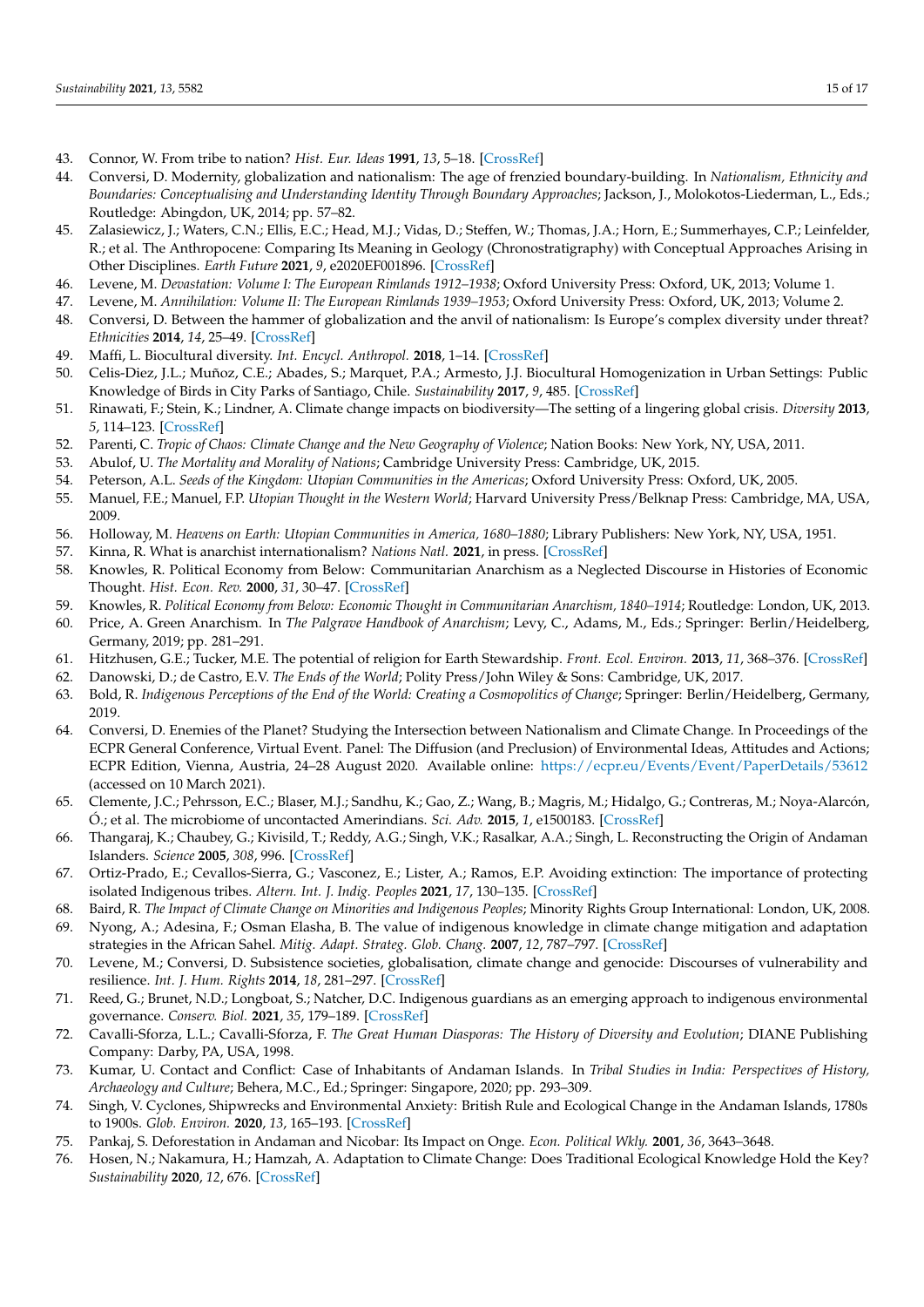43. Connor, W. From tribe to nation? *Hist. Eur. Ideas* **1991**, *13*, 5–18. [CrossRef]
44. Conversi, D. Modernity, globalization and nationalism: The age of frenzied boundary-building. In *Nationalism, Ethnicity and Boundaries: Conceptualising and Understanding Identity Through Boundary Approaches*; Jackson, J., Molokotos-Liederman, L., Eds.; Routledge: Abingdon, UK, 2014; pp. 57–82.
45. Zalasiewicz, J.; Waters, C.N.; Ellis, E.C.; Head, M.J.; Vidas, D.; Steffen, W.; Thomas, J.A.; Horn, E.; Summerhayes, C.P.; Leinfelder, R.; et al. The Anthropocene: Comparing Its Meaning in Geology (Chronostratigraphy) with Conceptual Approaches Arising in Other Disciplines. *Earth Future* **2021**, *9*, e2020EF001896. [CrossRef]
46. Levene, M. *Devastation: Volume I: The European Rimlands 1912–1938*; Oxford University Press: Oxford, UK, 2013; Volume 1.
47. Levene, M. *Annihilation: Volume II: The European Rimlands 1939–1953*; Oxford University Press: Oxford, UK, 2013; Volume 2.
48. Conversi, D. Between the hammer of globalization and the anvil of nationalism: Is Europe's complex diversity under threat? *Ethnicities* **2014**, *14*, 25–49. [CrossRef]
49. Maffi, L. Biocultural diversity. *Int. Encycl. Anthropol.* **2018**, 1–14. [CrossRef]
50. Celis-Diez, J.L.; Muñoz, C.E.; Abades, S.; Marquet, P.A.; Armesto, J.J. Biocultural Homogenization in Urban Settings: Public Knowledge of Birds in City Parks of Santiago, Chile. *Sustainability* **2017**, *9*, 485. [CrossRef]
51. Rinawati, F.; Stein, K.; Lindner, A. Climate change impacts on biodiversity—The setting of a lingering global crisis. *Diversity* **2013**, *5*, 114–123. [CrossRef]
52. Parenti, C. *Tropic of Chaos: Climate Change and the New Geography of Violence*; Nation Books: New York, NY, USA, 2011.
53. Abulof, U. *The Mortality and Morality of Nations*; Cambridge University Press: Cambridge, UK, 2015.
54. Peterson, A.L. *Seeds of the Kingdom: Utopian Communities in the Americas*; Oxford University Press: Oxford, UK, 2005.
55. Manuel, F.E.; Manuel, F.P. *Utopian Thought in the Western World*; Harvard University Press/Belknap Press: Cambridge, MA, USA, 2009.
56. Holloway, M. *Heavens on Earth: Utopian Communities in America, 1680–1880*; Library Publishers: New York, NY, USA, 1951.
57. Kinna, R. What is anarchist internationalism? *Nations Natl.* **2021**, in press. [CrossRef]
58. Knowles, R. Political Economy from Below: Communitarian Anarchism as a Neglected Discourse in Histories of Economic Thought. *Hist. Econ. Rev.* **2000**, *31*, 30–47. [CrossRef]
59. Knowles, R. *Political Economy from Below: Economic Thought in Communitarian Anarchism, 1840–1914*; Routledge: London, UK, 2013.
60. Price, A. Green Anarchism. In *The Palgrave Handbook of Anarchism*; Levy, C., Adams, M., Eds.; Springer: Berlin/Heidelberg, Germany, 2019; pp. 281–291.
61. Hitzhusen, G.E.; Tucker, M.E. The potential of religion for Earth Stewardship. *Front. Ecol. Environ.* **2013**, *11*, 368–376. [CrossRef]
62. Danowski, D.; de Castro, E.V. *The Ends of the World*; Polity Press/John Wiley & Sons: Cambridge, UK, 2017.
63. Bold, R. *Indigenous Perceptions of the End of the World: Creating a Cosmopolitics of Change*; Springer: Berlin/Heidelberg, Germany, 2019.
64. Conversi, D. Enemies of the Planet? Studying the Intersection between Nationalism and Climate Change. In Proceedings of the ECPR General Conference, Virtual Event. Panel: The Diffusion (and Preclusion) of Environmental Ideas, Attitudes and Actions; ECPR Edition, Vienna, Austria, 24–28 August 2020. Available online: https://ecpr.eu/Events/Event/PaperDetails/53612 (accessed on 10 March 2021).
65. Clemente, J.C.; Pehrsson, E.C.; Blaser, M.J.; Sandhu, K.; Gao, Z.; Wang, B.; Magris, M.; Hidalgo, G.; Contreras, M.; Noya-Alarcón, Ó.; et al. The microbiome of uncontacted Amerindians. *Sci. Adv.* **2015**, *1*, e1500183. [CrossRef]
66. Thangaraj, K.; Chaubey, G.; Kivisild, T.; Reddy, A.G.; Singh, V.K.; Rasalkar, A.A.; Singh, L. Reconstructing the Origin of Andaman Islanders. *Science* **2005**, *308*, 996. [CrossRef]
67. Ortiz-Prado, E.; Cevallos-Sierra, G.; Vasconez, E.; Lister, A.; Ramos, E.P. Avoiding extinction: The importance of protecting isolated Indigenous tribes. *Altern. Int. J. Indig. Peoples* **2021**, *17*, 130–135. [CrossRef]
68. Baird, R. *The Impact of Climate Change on Minorities and Indigenous Peoples*; Minority Rights Group International: London, UK, 2008.
69. Nyong, A.; Adesina, F.; Osman Elasha, B. The value of indigenous knowledge in climate change mitigation and adaptation strategies in the African Sahel. *Mitig. Adapt. Strateg. Glob. Chang.* **2007**, *12*, 787–797. [CrossRef]
70. Levene, M.; Conversi, D. Subsistence societies, globalisation, climate change and genocide: Discourses of vulnerability and resilience. *Int. J. Hum. Rights* **2014**, *18*, 281–297. [CrossRef]
71. Reed, G.; Brunet, N.D.; Longboat, S.; Natcher, D.C. Indigenous guardians as an emerging approach to indigenous environmental governance. *Conserv. Biol.* **2021**, *35*, 179–189. [CrossRef]
72. Cavalli-Sforza, L.L.; Cavalli-Sforza, F. *The Great Human Diasporas: The History of Diversity and Evolution*; DIANE Publishing Company: Darby, PA, USA, 1998.
73. Kumar, U. Contact and Conflict: Case of Inhabitants of Andaman Islands. In *Tribal Studies in India: Perspectives of History, Archaeology and Culture*; Behera, M.C., Ed.; Springer: Singapore, 2020; pp. 293–309.
74. Singh, V. Cyclones, Shipwrecks and Environmental Anxiety: British Rule and Ecological Change in the Andaman Islands, 1780s to 1900s. *Glob. Environ.* **2020**, *13*, 165–193. [CrossRef]
75. Pankaj, S. Deforestation in Andaman and Nicobar: Its Impact on Onge. *Econ. Political Wkly.* **2001**, *36*, 3643–3648.
76. Hosen, N.; Nakamura, H.; Hamzah, A. Adaptation to Climate Change: Does Traditional Ecological Knowledge Hold the Key? *Sustainability* **2020**, *12*, 676. [CrossRef]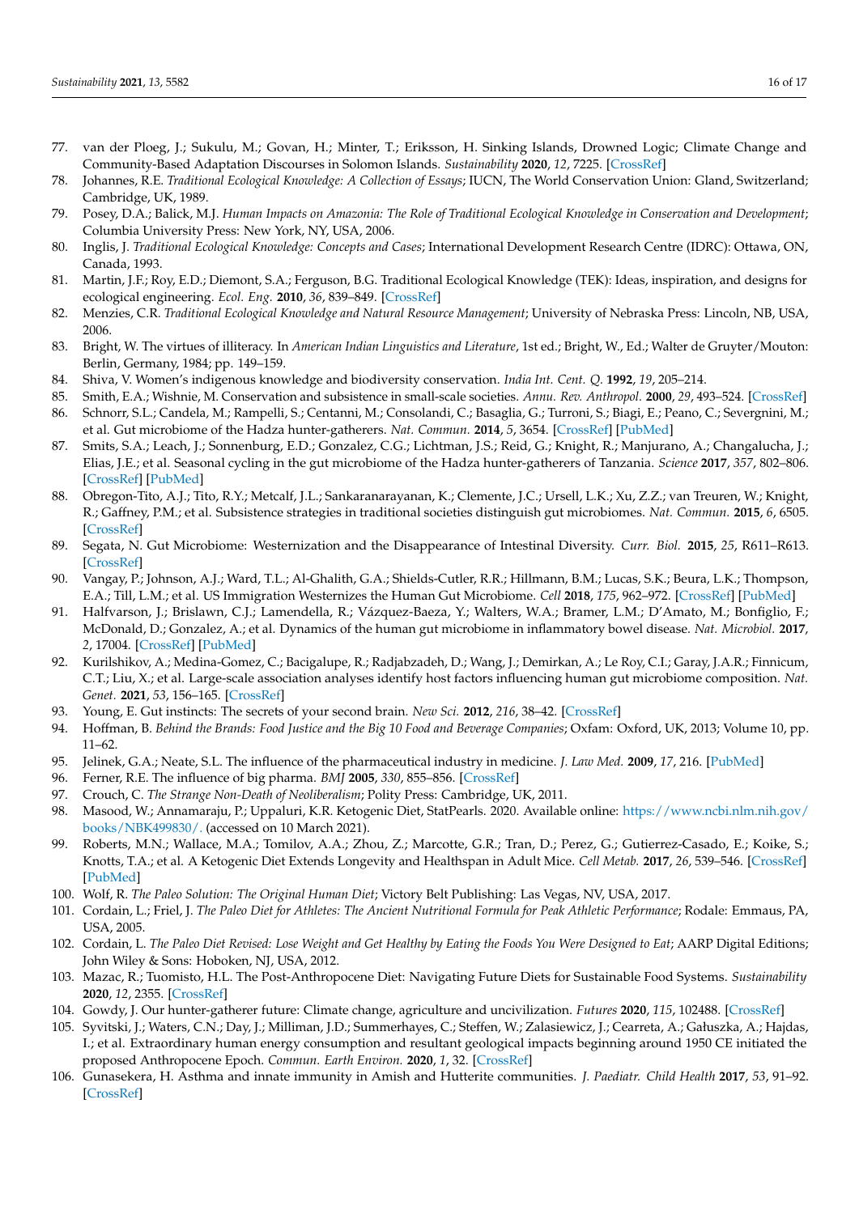77. van der Ploeg, J.; Sukulu, M.; Govan, H.; Minter, T.; Eriksson, H. Sinking Islands, Drowned Logic; Climate Change and Community-Based Adaptation Discourses in Solomon Islands. *Sustainability* **2020**, *12*, 7225. [CrossRef]
78. Johannes, R.E. *Traditional Ecological Knowledge: A Collection of Essays*; IUCN, The World Conservation Union: Gland, Switzerland; Cambridge, UK, 1989.
79. Posey, D.A.; Balick, M.J. *Human Impacts on Amazonia: The Role of Traditional Ecological Knowledge in Conservation and Development*; Columbia University Press: New York, NY, USA, 2006.
80. Inglis, J. *Traditional Ecological Knowledge: Concepts and Cases*; International Development Research Centre (IDRC): Ottawa, ON, Canada, 1993.
81. Martin, J.F.; Roy, E.D.; Diemont, S.A.; Ferguson, B.G. Traditional Ecological Knowledge (TEK): Ideas, inspiration, and designs for ecological engineering. *Ecol. Eng.* **2010**, *36*, 839–849. [CrossRef]
82. Menzies, C.R. *Traditional Ecological Knowledge and Natural Resource Management*; University of Nebraska Press: Lincoln, NB, USA, 2006.
83. Bright, W. The virtues of illiteracy. In *American Indian Linguistics and Literature*, 1st ed.; Bright, W., Ed.; Walter de Gruyter/Mouton: Berlin, Germany, 1984; pp. 149–159.
84. Shiva, V. Women's indigenous knowledge and biodiversity conservation. *India Int. Cent. Q.* **1992**, *19*, 205–214.
85. Smith, E.A.; Wishnie, M. Conservation and subsistence in small-scale societies. *Annu. Rev. Anthropol.* **2000**, *29*, 493–524. [CrossRef]
86. Schnorr, S.L.; Candela, M.; Rampelli, S.; Centanni, M.; Consolandi, C.; Basaglia, G.; Turroni, S.; Biagi, E.; Peano, C.; Severgnini, M.; et al. Gut microbiome of the Hadza hunter-gatherers. *Nat. Commun.* **2014**, *5*, 3654. [CrossRef] [PubMed]
87. Smits, S.A.; Leach, J.; Sonnenburg, E.D.; Gonzalez, C.G.; Lichtman, J.S.; Reid, G.; Knight, R.; Manjurano, A.; Changalucha, J.; Elias, J.E.; et al. Seasonal cycling in the gut microbiome of the Hadza hunter-gatherers of Tanzania. *Science* **2017**, *357*, 802–806. [CrossRef] [PubMed]
88. Obregon-Tito, A.J.; Tito, R.Y.; Metcalf, J.L.; Sankaranarayanan, K.; Clemente, J.C.; Ursell, L.K.; Xu, Z.Z.; van Treuren, W.; Knight, R.; Gaffney, P.M.; et al. Subsistence strategies in traditional societies distinguish gut microbiomes. *Nat. Commun.* **2015**, *6*, 6505. [CrossRef]
89. Segata, N. Gut Microbiome: Westernization and the Disappearance of Intestinal Diversity. *Curr. Biol.* **2015**, *25*, R611–R613. [CrossRef]
90. Vangay, P.; Johnson, A.J.; Ward, T.L.; Al-Ghalith, G.A.; Shields-Cutler, R.R.; Hillmann, B.M.; Lucas, S.K.; Beura, L.K.; Thompson, E.A.; Till, L.M.; et al. US Immigration Westernizes the Human Gut Microbiome. *Cell* **2018**, *175*, 962–972. [CrossRef] [PubMed]
91. Halfvarson, J.; Brislawn, C.J.; Lamendella, R.; Vázquez-Baeza, Y.; Walters, W.A.; Bramer, L.M.; D'Amato, M.; Bonfiglio, F.; McDonald, D.; Gonzalez, A.; et al. Dynamics of the human gut microbiome in inflammatory bowel disease. *Nat. Microbiol.* **2017**, *2*, 17004. [CrossRef] [PubMed]
92. Kurilshikov, A.; Medina-Gomez, C.; Bacigalupe, R.; Radjabzadeh, D.; Wang, J.; Demirkan, A.; Le Roy, C.I.; Garay, J.A.R.; Finnicum, C.T.; Liu, X.; et al. Large-scale association analyses identify host factors influencing human gut microbiome composition. *Nat. Genet.* **2021**, *53*, 156–165. [CrossRef]
93. Young, E. Gut instincts: The secrets of your second brain. *New Sci.* **2012**, *216*, 38–42. [CrossRef]
94. Hoffman, B. *Behind the Brands: Food Justice and the Big 10 Food and Beverage Companies*; Oxfam: Oxford, UK, 2013; Volume 10, pp. 11–62.
95. Jelinek, G.A.; Neate, S.L. The influence of the pharmaceutical industry in medicine. *J. Law Med.* **2009**, *17*, 216. [PubMed]
96. Ferner, R.E. The influence of big pharma. *BMJ* **2005**, *330*, 855–856. [CrossRef]
97. Crouch, C. *The Strange Non-Death of Neoliberalism*; Polity Press: Cambridge, UK, 2011.
98. Masood, W.; Annamaraju, P.; Uppaluri, K.R. Ketogenic Diet, StatPearls. 2020. Available online: https://www.ncbi.nlm.nih.gov/books/NBK499830/. (accessed on 10 March 2021).
99. Roberts, M.N.; Wallace, M.A.; Tomilov, A.A.; Zhou, Z.; Marcotte, G.R.; Tran, D.; Perez, G.; Gutierrez-Casado, E.; Koike, S.; Knotts, T.A.; et al. A Ketogenic Diet Extends Longevity and Healthspan in Adult Mice. *Cell Metab.* **2017**, *26*, 539–546. [CrossRef] [PubMed]
100. Wolf, R. *The Paleo Solution: The Original Human Diet*; Victory Belt Publishing: Las Vegas, NV, USA, 2017.
101. Cordain, L.; Friel, J. *The Paleo Diet for Athletes: The Ancient Nutritional Formula for Peak Athletic Performance*; Rodale: Emmaus, PA, USA, 2005.
102. Cordain, L. *The Paleo Diet Revised: Lose Weight and Get Healthy by Eating the Foods You Were Designed to Eat*; AARP Digital Editions; John Wiley & Sons: Hoboken, NJ, USA, 2012.
103. Mazac, R.; Tuomisto, H.L. The Post-Anthropocene Diet: Navigating Future Diets for Sustainable Food Systems. *Sustainability* **2020**, *12*, 2355. [CrossRef]
104. Gowdy, J. Our hunter-gatherer future: Climate change, agriculture and uncivilization. *Futures* **2020**, *115*, 102488. [CrossRef]
105. Syvitski, J.; Waters, C.N.; Day, J.; Milliman, J.D.; Summerhayes, C.; Steffen, W.; Zalasiewicz, J.; Cearreta, A.; Gałuszka, A.; Hajdas, I.; et al. Extraordinary human energy consumption and resultant geological impacts beginning around 1950 CE initiated the proposed Anthropocene Epoch. *Commun. Earth Environ.* **2020**, *1*, 32. [CrossRef]
106. Gunasekera, H. Asthma and innate immunity in Amish and Hutterite communities. *J. Paediatr. Child Health* **2017**, *53*, 91–92. [CrossRef]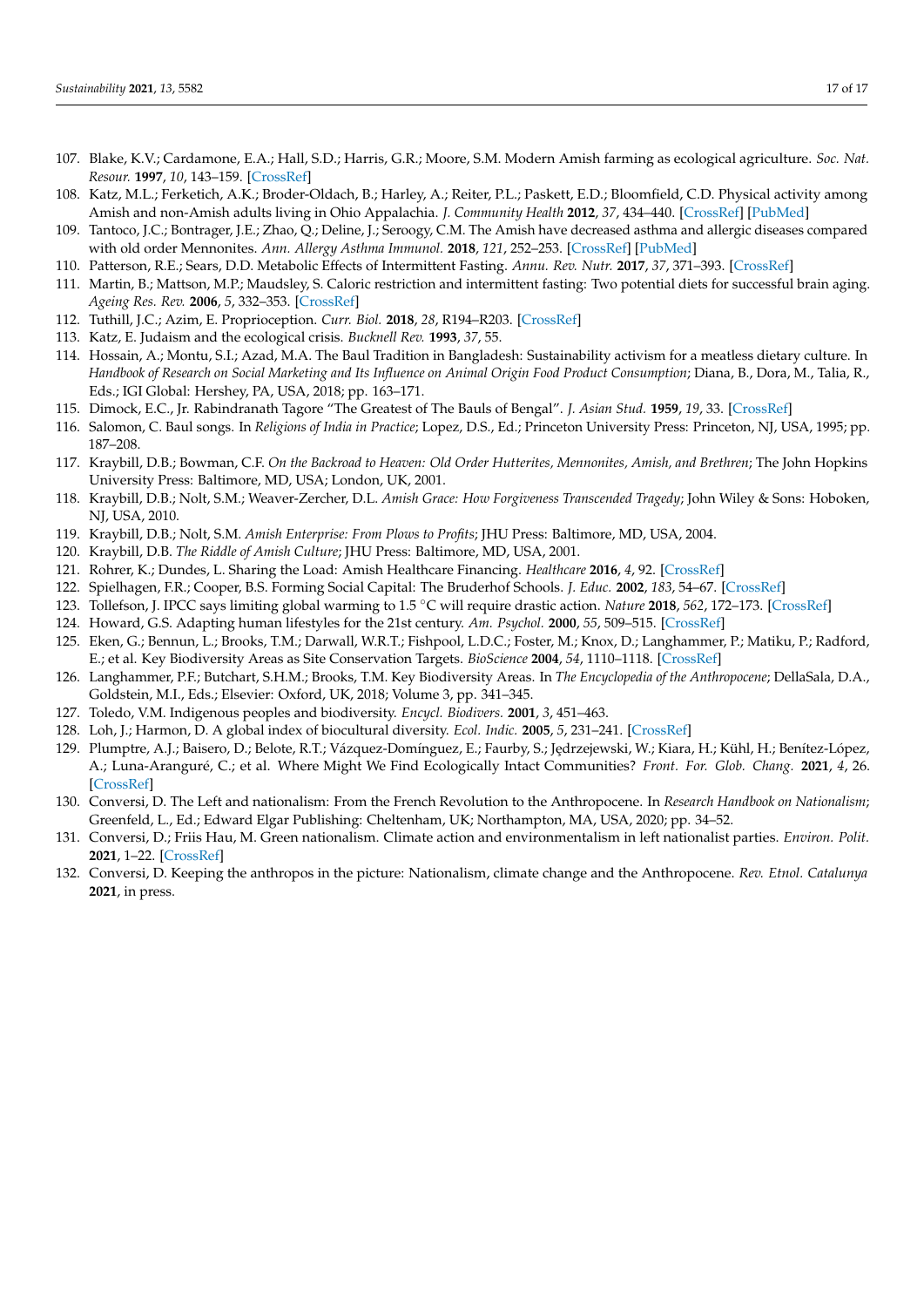107. Blake, K.V.; Cardamone, E.A.; Hall, S.D.; Harris, G.R.; Moore, S.M. Modern Amish farming as ecological agriculture. *Soc. Nat. Resour.* **1997**, *10*, 143–159. [CrossRef]
108. Katz, M.L.; Ferketich, A.K.; Broder-Oldach, B.; Harley, A.; Reiter, P.L.; Paskett, E.D.; Bloomfield, C.D. Physical activity among Amish and non-Amish adults living in Ohio Appalachia. *J. Community Health* **2012**, *37*, 434–440. [CrossRef] [PubMed]
109. Tantoco, J.C.; Bontrager, J.E.; Zhao, Q.; Deline, J.; Seroogy, C.M. The Amish have decreased asthma and allergic diseases compared with old order Mennonites. *Ann. Allergy Asthma Immunol.* **2018**, *121*, 252–253. [CrossRef] [PubMed]
110. Patterson, R.E.; Sears, D.D. Metabolic Effects of Intermittent Fasting. *Annu. Rev. Nutr.* **2017**, *37*, 371–393. [CrossRef]
111. Martin, B.; Mattson, M.P.; Maudsley, S. Caloric restriction and intermittent fasting: Two potential diets for successful brain aging. *Ageing Res. Rev.* **2006**, *5*, 332–353. [CrossRef]
112. Tuthill, J.C.; Azim, E. Proprioception. *Curr. Biol.* **2018**, *28*, R194–R203. [CrossRef]
113. Katz, E. Judaism and the ecological crisis. *Bucknell Rev.* **1993**, *37*, 55.
114. Hossain, A.; Montu, S.I.; Azad, M.A. The Baul Tradition in Bangladesh: Sustainability activism for a meatless dietary culture. In *Handbook of Research on Social Marketing and Its Influence on Animal Origin Food Product Consumption*; Diana, B., Dora, M., Talia, R., Eds.; IGI Global: Hershey, PA, USA, 2018; pp. 163–171.
115. Dimock, E.C., Jr. Rabindranath Tagore "The Greatest of The Bauls of Bengal". *J. Asian Stud.* **1959**, *19*, 33. [CrossRef]
116. Salomon, C. Baul songs. In *Religions of India in Practice*; Lopez, D.S., Ed.; Princeton University Press: Princeton, NJ, USA, 1995; pp. 187–208.
117. Kraybill, D.B.; Bowman, C.F. *On the Backroad to Heaven: Old Order Hutterites, Mennonites, Amish, and Brethren*; The John Hopkins University Press: Baltimore, MD, USA; London, UK, 2001.
118. Kraybill, D.B.; Nolt, S.M.; Weaver-Zercher, D.L. *Amish Grace: How Forgiveness Transcended Tragedy*; John Wiley & Sons: Hoboken, NJ, USA, 2010.
119. Kraybill, D.B.; Nolt, S.M. *Amish Enterprise: From Plows to Profits*; JHU Press: Baltimore, MD, USA, 2004.
120. Kraybill, D.B. *The Riddle of Amish Culture*; JHU Press: Baltimore, MD, USA, 2001.
121. Rohrer, K.; Dundes, L. Sharing the Load: Amish Healthcare Financing. *Healthcare* **2016**, *4*, 92. [CrossRef]
122. Spielhagen, F.R.; Cooper, B.S. Forming Social Capital: The Bruderhof Schools. *J. Educ.* **2002**, *183*, 54–67. [CrossRef]
123. Tollefson, J. IPCC says limiting global warming to 1.5 °C will require drastic action. *Nature* **2018**, *562*, 172–173. [CrossRef]
124. Howard, G.S. Adapting human lifestyles for the 21st century. *Am. Psychol.* **2000**, *55*, 509–515. [CrossRef]
125. Eken, G.; Bennun, L.; Brooks, T.M.; Darwall, W.R.T.; Fishpool, L.D.C.; Foster, M.; Knox, D.; Langhammer, P.; Matiku, P.; Radford, E.; et al. Key Biodiversity Areas as Site Conservation Targets. *BioScience* **2004**, *54*, 1110–1118. [CrossRef]
126. Langhammer, P.F.; Butchart, S.H.M.; Brooks, T.M. Key Biodiversity Areas. In *The Encyclopedia of the Anthropocene*; DellaSala, D.A., Goldstein, M.I., Eds.; Elsevier: Oxford, UK, 2018; Volume 3, pp. 341–345.
127. Toledo, V.M. Indigenous peoples and biodiversity. *Encycl. Biodivers.* **2001**, *3*, 451–463.
128. Loh, J.; Harmon, D. A global index of biocultural diversity. *Ecol. Indic.* **2005**, *5*, 231–241. [CrossRef]
129. Plumptre, A.J.; Baisero, D.; Belote, R.T.; Vázquez-Domínguez, E.; Faurby, S.; Jędrzejewski, W.; Kiara, H.; Kühl, H.; Benítez-López, A.; Luna-Aranguré, C.; et al. Where Might We Find Ecologically Intact Communities? *Front. For. Glob. Chang.* **2021**, *4*, 26. [CrossRef]
130. Conversi, D. The Left and nationalism: From the French Revolution to the Anthropocene. In *Research Handbook on Nationalism*; Greenfeld, L., Ed.; Edward Elgar Publishing: Cheltenham, UK; Northampton, MA, USA, 2020; pp. 34–52.
131. Conversi, D.; Friis Hau, M. Green nationalism. Climate action and environmentalism in left nationalist parties. *Environ. Polit.* **2021**, 1–22. [CrossRef]
132. Conversi, D. Keeping the anthropos in the picture: Nationalism, climate change and the Anthropocene. *Rev. Etnol. Catalunya* **2021**, in press.